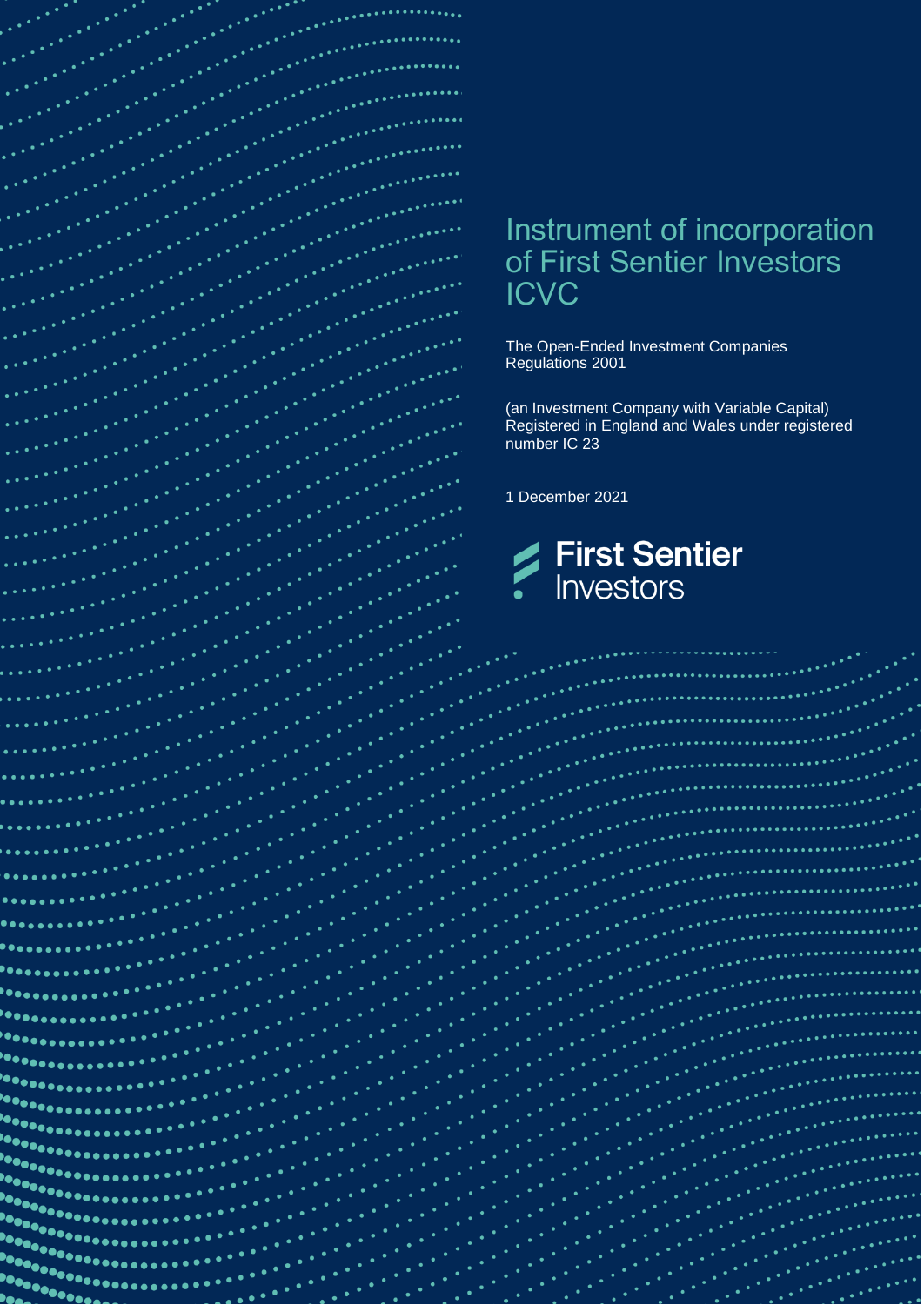# Instrument of incorporation of First Sentier Investors ICVC

The Open-Ended Investment Companies Regulations 2001

(an Investment Company with Variable Capital) Registered in England and Wales under registered number IC 23

1 December 2021

First Sentier Investors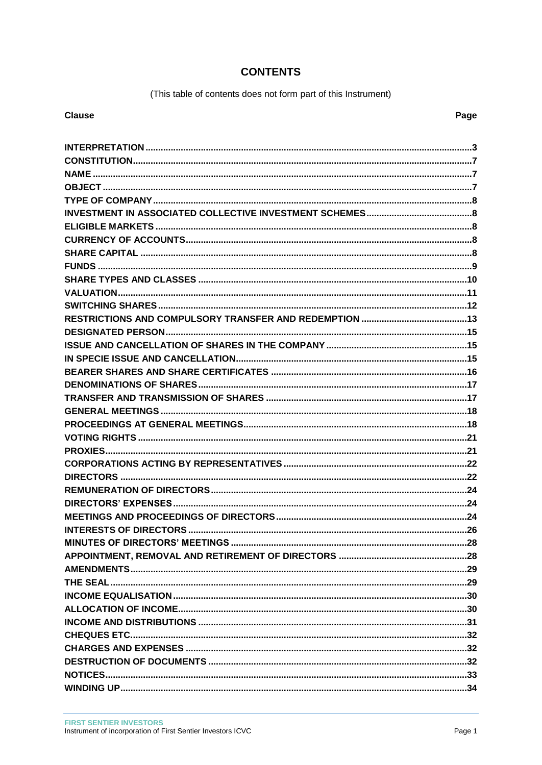# CONTENTS

(This table of contents does not form part of this Instrument)

| Clause | Page |
|---|---|
| INTERPRETATION | 3 |
| CONSTITUTION | 7 |
| NAME | 7 |
| OBJECT | 7 |
| TYPE OF COMPANY | 8 |
| INVESTMENT IN ASSOCIATED COLLECTIVE INVESTMENT SCHEMES | 8 |
| ELIGIBLE MARKETS | 8 |
| CURRENCY OF ACCOUNTS | 8 |
| SHARE CAPITAL | 8 |
| FUNDS | 9 |
| SHARE TYPES AND CLASSES | 10 |
| VALUATION | 11 |
| SWITCHING SHARES | 12 |
| RESTRICTIONS AND COMPULSORY TRANSFER AND REDEMPTION | 13 |
| DESIGNATED PERSON | 15 |
| ISSUE AND CANCELLATION OF SHARES IN THE COMPANY | 15 |
| IN SPECIE ISSUE AND CANCELLATION | 15 |
| BEARER SHARES AND SHARE CERTIFICATES | 16 |
| DENOMINATIONS OF SHARES | 17 |
| TRANSFER AND TRANSMISSION OF SHARES | 17 |
| GENERAL MEETINGS | 18 |
| PROCEEDINGS AT GENERAL MEETINGS | 18 |
| VOTING RIGHTS | 21 |
| PROXIES | 21 |
| CORPORATIONS ACTING BY REPRESENTATIVES | 22 |
| DIRECTORS | 22 |
| REMUNERATION OF DIRECTORS | 24 |
| DIRECTORS' EXPENSES | 24 |
| MEETINGS AND PROCEEDINGS OF DIRECTORS | 24 |
| INTERESTS OF DIRECTORS | 26 |
| MINUTES OF DIRECTORS' MEETINGS | 28 |
| APPOINTMENT, REMOVAL AND RETIREMENT OF DIRECTORS | 28 |
| AMENDMENTS | 29 |
| THE SEAL | 29 |
| INCOME EQUALISATION | 30 |
| ALLOCATION OF INCOME | 30 |
| INCOME AND DISTRIBUTIONS | 31 |
| CHEQUES ETC. | 32 |
| CHARGES AND EXPENSES | 32 |
| DESTRUCTION OF DOCUMENTS | 32 |
| NOTICES | 33 |
| WINDING UP | 34 |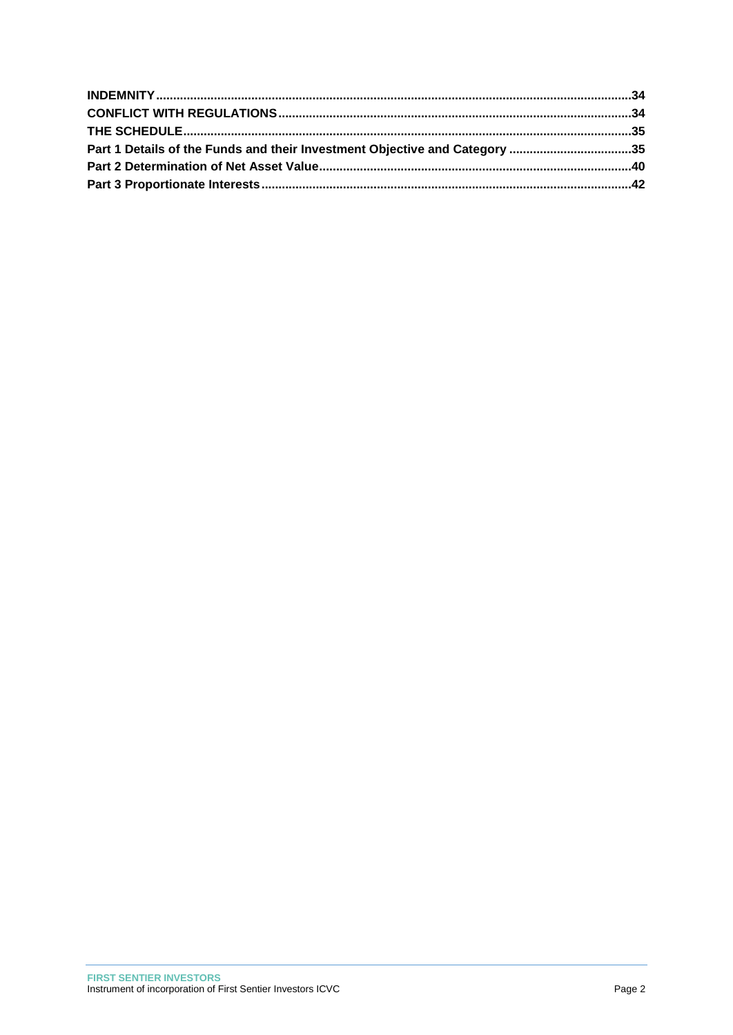**INDEMNITY** .......... 34

**CONFLICT WITH REGULATIONS** .......... 34

**THE SCHEDULE** .......... 35

**Part 1 Details of the Funds and their Investment Objective and Category** .......... 35

**Part 2 Determination of Net Asset Value** .......... 40

**Part 3 Proportionate Interests** .......... 42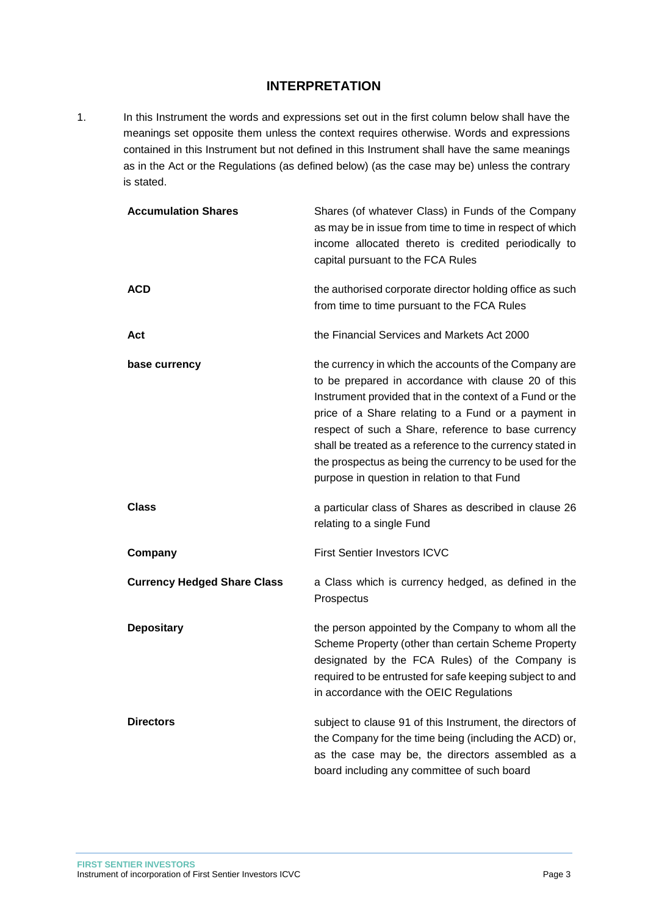## INTERPRETATION

1. In this Instrument the words and expressions set out in the first column below shall have the meanings set opposite them unless the context requires otherwise. Words and expressions contained in this Instrument but not defined in this Instrument shall have the same meanings as in the Act or the Regulations (as defined below) (as the case may be) unless the contrary is stated.

| | |
|---|---|
| **Accumulation Shares** | Shares (of whatever Class) in Funds of the Company as may be in issue from time to time in respect of which income allocated thereto is credited periodically to capital pursuant to the FCA Rules |
| **ACD** | the authorised corporate director holding office as such from time to time pursuant to the FCA Rules |
| **Act** | the Financial Services and Markets Act 2000 |
| **base currency** | the currency in which the accounts of the Company are to be prepared in accordance with clause 20 of this Instrument provided that in the context of a Fund or the price of a Share relating to a Fund or a payment in respect of such a Share, reference to base currency shall be treated as a reference to the currency stated in the prospectus as being the currency to be used for the purpose in question in relation to that Fund |
| **Class** | a particular class of Shares as described in clause 26 relating to a single Fund |
| **Company** | First Sentier Investors ICVC |
| **Currency Hedged Share Class** | a Class which is currency hedged, as defined in the Prospectus |
| **Depositary** | the person appointed by the Company to whom all the Scheme Property (other than certain Scheme Property designated by the FCA Rules) of the Company is required to be entrusted for safe keeping subject to and in accordance with the OEIC Regulations |
| **Directors** | subject to clause 91 of this Instrument, the directors of the Company for the time being (including the ACD) or, as the case may be, the directors assembled as a board including any committee of such board |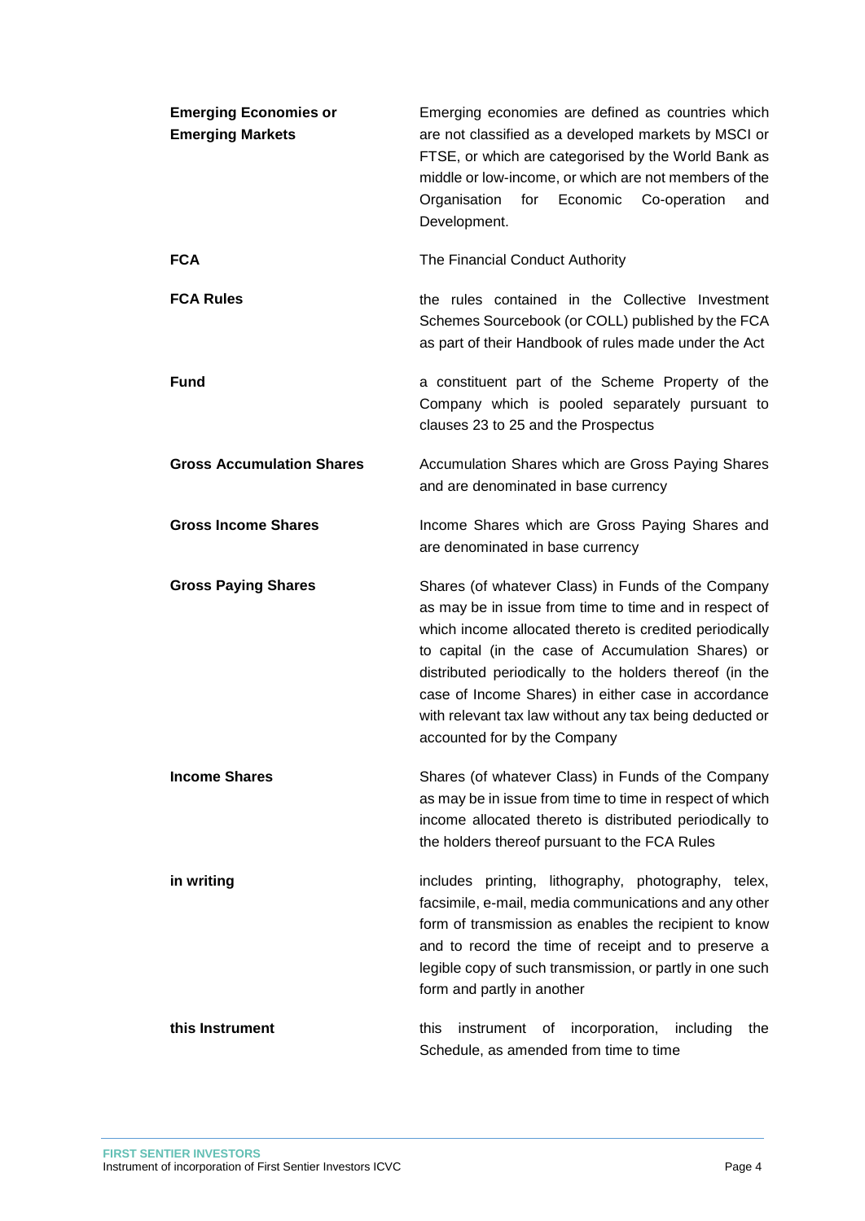| | |
|---|---|
| **Emerging Economies or Emerging Markets** | Emerging economies are defined as countries which are not classified as a developed markets by MSCI or FTSE, or which are categorised by the World Bank as middle or low-income, or which are not members of the Organisation for Economic Co-operation and Development. |
| **FCA** | The Financial Conduct Authority |
| **FCA Rules** | the rules contained in the Collective Investment Schemes Sourcebook (or COLL) published by the FCA as part of their Handbook of rules made under the Act |
| **Fund** | a constituent part of the Scheme Property of the Company which is pooled separately pursuant to clauses 23 to 25 and the Prospectus |
| **Gross Accumulation Shares** | Accumulation Shares which are Gross Paying Shares and are denominated in base currency |
| **Gross Income Shares** | Income Shares which are Gross Paying Shares and are denominated in base currency |
| **Gross Paying Shares** | Shares (of whatever Class) in Funds of the Company as may be in issue from time to time and in respect of which income allocated thereto is credited periodically to capital (in the case of Accumulation Shares) or distributed periodically to the holders thereof (in the case of Income Shares) in either case in accordance with relevant tax law without any tax being deducted or accounted for by the Company |
| **Income Shares** | Shares (of whatever Class) in Funds of the Company as may be in issue from time to time in respect of which income allocated thereto is distributed periodically to the holders thereof pursuant to the FCA Rules |
| **in writing** | includes printing, lithography, photography, telex, facsimile, e-mail, media communications and any other form of transmission as enables the recipient to know and to record the time of receipt and to preserve a legible copy of such transmission, or partly in one such form and partly in another |
| **this Instrument** | this instrument of incorporation, including the Schedule, as amended from time to time |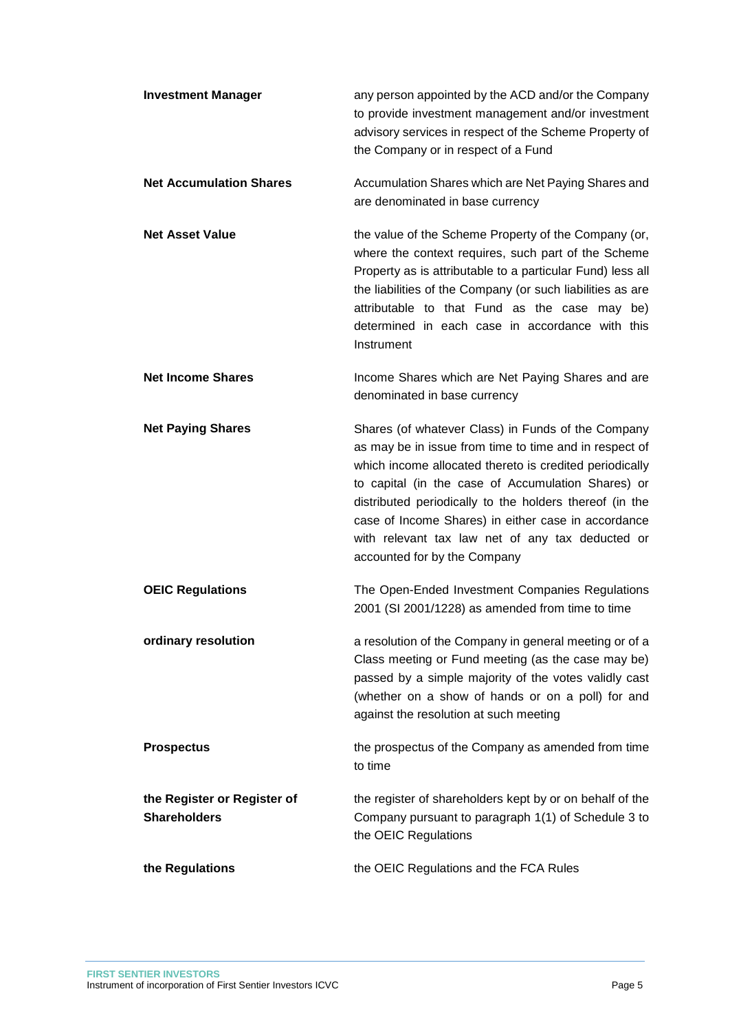| | |
|---|---|
| **Investment Manager** | any person appointed by the ACD and/or the Company to provide investment management and/or investment advisory services in respect of the Scheme Property of the Company or in respect of a Fund |
| **Net Accumulation Shares** | Accumulation Shares which are Net Paying Shares and are denominated in base currency |
| **Net Asset Value** | the value of the Scheme Property of the Company (or, where the context requires, such part of the Scheme Property as is attributable to a particular Fund) less all the liabilities of the Company (or such liabilities as are attributable to that Fund as the case may be) determined in each case in accordance with this Instrument |
| **Net Income Shares** | Income Shares which are Net Paying Shares and are denominated in base currency |
| **Net Paying Shares** | Shares (of whatever Class) in Funds of the Company as may be in issue from time to time and in respect of which income allocated thereto is credited periodically to capital (in the case of Accumulation Shares) or distributed periodically to the holders thereof (in the case of Income Shares) in either case in accordance with relevant tax law net of any tax deducted or accounted for by the Company |
| **OEIC Regulations** | The Open-Ended Investment Companies Regulations 2001 (SI 2001/1228) as amended from time to time |
| **ordinary resolution** | a resolution of the Company in general meeting or of a Class meeting or Fund meeting (as the case may be) passed by a simple majority of the votes validly cast (whether on a show of hands or on a poll) for and against the resolution at such meeting |
| **Prospectus** | the prospectus of the Company as amended from time to time |
| **the Register or Register of Shareholders** | the register of shareholders kept by or on behalf of the Company pursuant to paragraph 1(1) of Schedule 3 to the OEIC Regulations |
| **the Regulations** | the OEIC Regulations and the FCA Rules |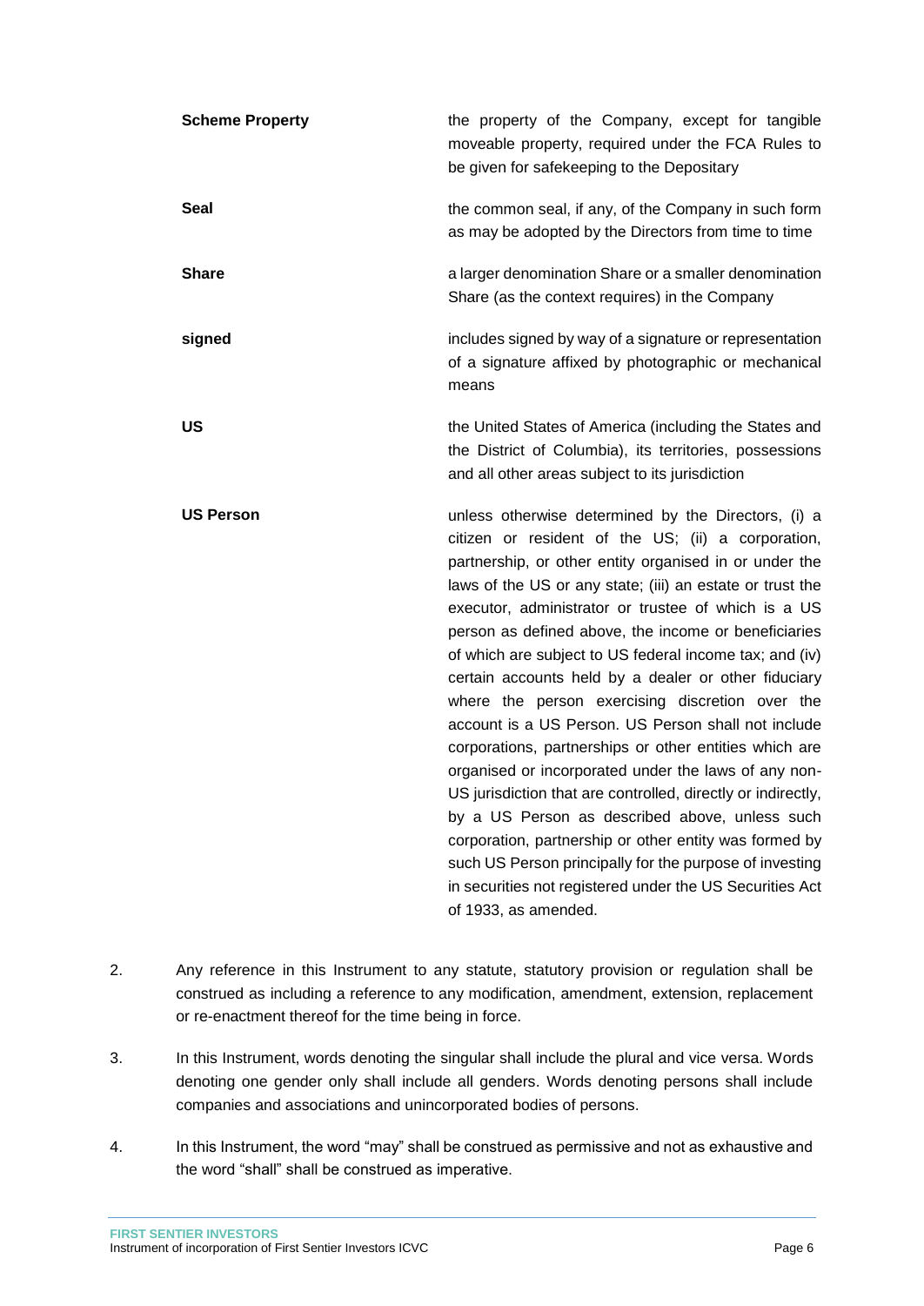| | |
|---|---|
| **Scheme Property** | the property of the Company, except for tangible moveable property, required under the FCA Rules to be given for safekeeping to the Depositary |
| **Seal** | the common seal, if any, of the Company in such form as may be adopted by the Directors from time to time |
| **Share** | a larger denomination Share or a smaller denomination Share (as the context requires) in the Company |
| **signed** | includes signed by way of a signature or representation of a signature affixed by photographic or mechanical means |
| **US** | the United States of America (including the States and the District of Columbia), its territories, possessions and all other areas subject to its jurisdiction |
| **US Person** | unless otherwise determined by the Directors, (i) a citizen or resident of the US; (ii) a corporation, partnership, or other entity organised in or under the laws of the US or any state; (iii) an estate or trust the executor, administrator or trustee of which is a US person as defined above, the income or beneficiaries of which are subject to US federal income tax; and (iv) certain accounts held by a dealer or other fiduciary where the person exercising discretion over the account is a US Person. US Person shall not include corporations, partnerships or other entities which are organised or incorporated under the laws of any non-US jurisdiction that are controlled, directly or indirectly, by a US Person as described above, unless such corporation, partnership or other entity was formed by such US Person principally for the purpose of investing in securities not registered under the US Securities Act of 1933, as amended. |

2. Any reference in this Instrument to any statute, statutory provision or regulation shall be construed as including a reference to any modification, amendment, extension, replacement or re-enactment thereof for the time being in force.

3. In this Instrument, words denoting the singular shall include the plural and vice versa. Words denoting one gender only shall include all genders. Words denoting persons shall include companies and associations and unincorporated bodies of persons.

4. In this Instrument, the word "may" shall be construed as permissive and not as exhaustive and the word "shall" shall be construed as imperative.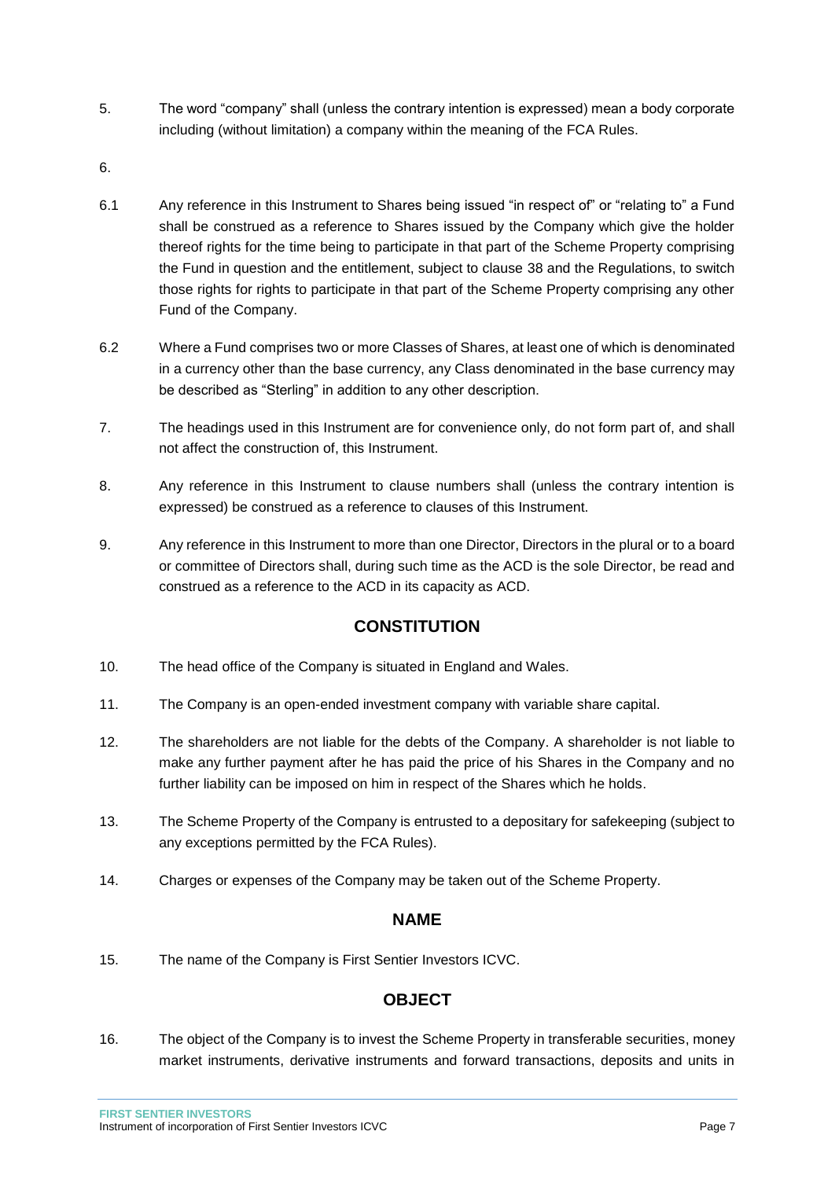5. The word "company" shall (unless the contrary intention is expressed) mean a body corporate including (without limitation) a company within the meaning of the FCA Rules.

6.

6.1 Any reference in this Instrument to Shares being issued "in respect of" or "relating to" a Fund shall be construed as a reference to Shares issued by the Company which give the holder thereof rights for the time being to participate in that part of the Scheme Property comprising the Fund in question and the entitlement, subject to clause 38 and the Regulations, to switch those rights for rights to participate in that part of the Scheme Property comprising any other Fund of the Company.

6.2 Where a Fund comprises two or more Classes of Shares, at least one of which is denominated in a currency other than the base currency, any Class denominated in the base currency may be described as "Sterling" in addition to any other description.

7. The headings used in this Instrument are for convenience only, do not form part of, and shall not affect the construction of, this Instrument.

8. Any reference in this Instrument to clause numbers shall (unless the contrary intention is expressed) be construed as a reference to clauses of this Instrument.

9. Any reference in this Instrument to more than one Director, Directors in the plural or to a board or committee of Directors shall, during such time as the ACD is the sole Director, be read and construed as a reference to the ACD in its capacity as ACD.

## CONSTITUTION

10. The head office of the Company is situated in England and Wales.

11. The Company is an open-ended investment company with variable share capital.

12. The shareholders are not liable for the debts of the Company. A shareholder is not liable to make any further payment after he has paid the price of his Shares in the Company and no further liability can be imposed on him in respect of the Shares which he holds.

13. The Scheme Property of the Company is entrusted to a depositary for safekeeping (subject to any exceptions permitted by the FCA Rules).

14. Charges or expenses of the Company may be taken out of the Scheme Property.

## NAME

15. The name of the Company is First Sentier Investors ICVC.

## OBJECT

16. The object of the Company is to invest the Scheme Property in transferable securities, money market instruments, derivative instruments and forward transactions, deposits and units in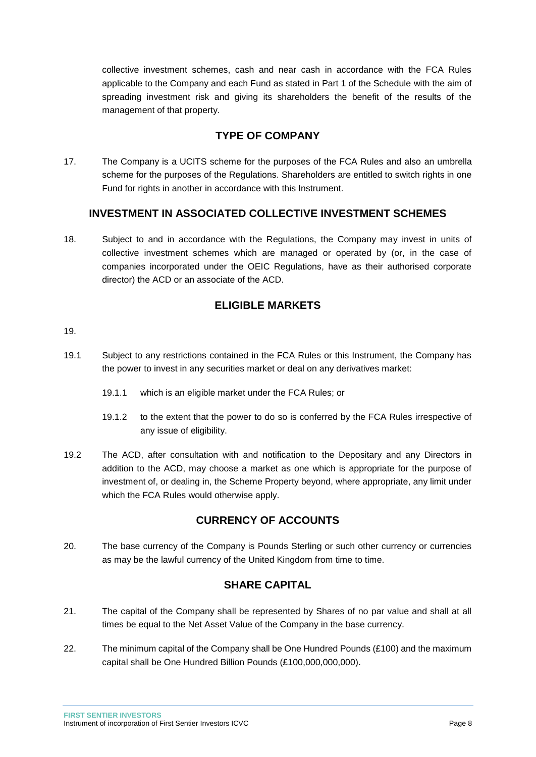collective investment schemes, cash and near cash in accordance with the FCA Rules applicable to the Company and each Fund as stated in Part 1 of the Schedule with the aim of spreading investment risk and giving its shareholders the benefit of the results of the management of that property.

## TYPE OF COMPANY

17. The Company is a UCITS scheme for the purposes of the FCA Rules and also an umbrella scheme for the purposes of the Regulations. Shareholders are entitled to switch rights in one Fund for rights in another in accordance with this Instrument.

## INVESTMENT IN ASSOCIATED COLLECTIVE INVESTMENT SCHEMES

18. Subject to and in accordance with the Regulations, the Company may invest in units of collective investment schemes which are managed or operated by (or, in the case of companies incorporated under the OEIC Regulations, have as their authorised corporate director) the ACD or an associate of the ACD.

## ELIGIBLE MARKETS

19.

19.1 Subject to any restrictions contained in the FCA Rules or this Instrument, the Company has the power to invest in any securities market or deal on any derivatives market:

 19.1.1 which is an eligible market under the FCA Rules; or

 19.1.2 to the extent that the power to do so is conferred by the FCA Rules irrespective of any issue of eligibility.

19.2 The ACD, after consultation with and notification to the Depositary and any Directors in addition to the ACD, may choose a market as one which is appropriate for the purpose of investment of, or dealing in, the Scheme Property beyond, where appropriate, any limit under which the FCA Rules would otherwise apply.

## CURRENCY OF ACCOUNTS

20. The base currency of the Company is Pounds Sterling or such other currency or currencies as may be the lawful currency of the United Kingdom from time to time.

## SHARE CAPITAL

21. The capital of the Company shall be represented by Shares of no par value and shall at all times be equal to the Net Asset Value of the Company in the base currency.

22. The minimum capital of the Company shall be One Hundred Pounds (£100) and the maximum capital shall be One Hundred Billion Pounds (£100,000,000,000).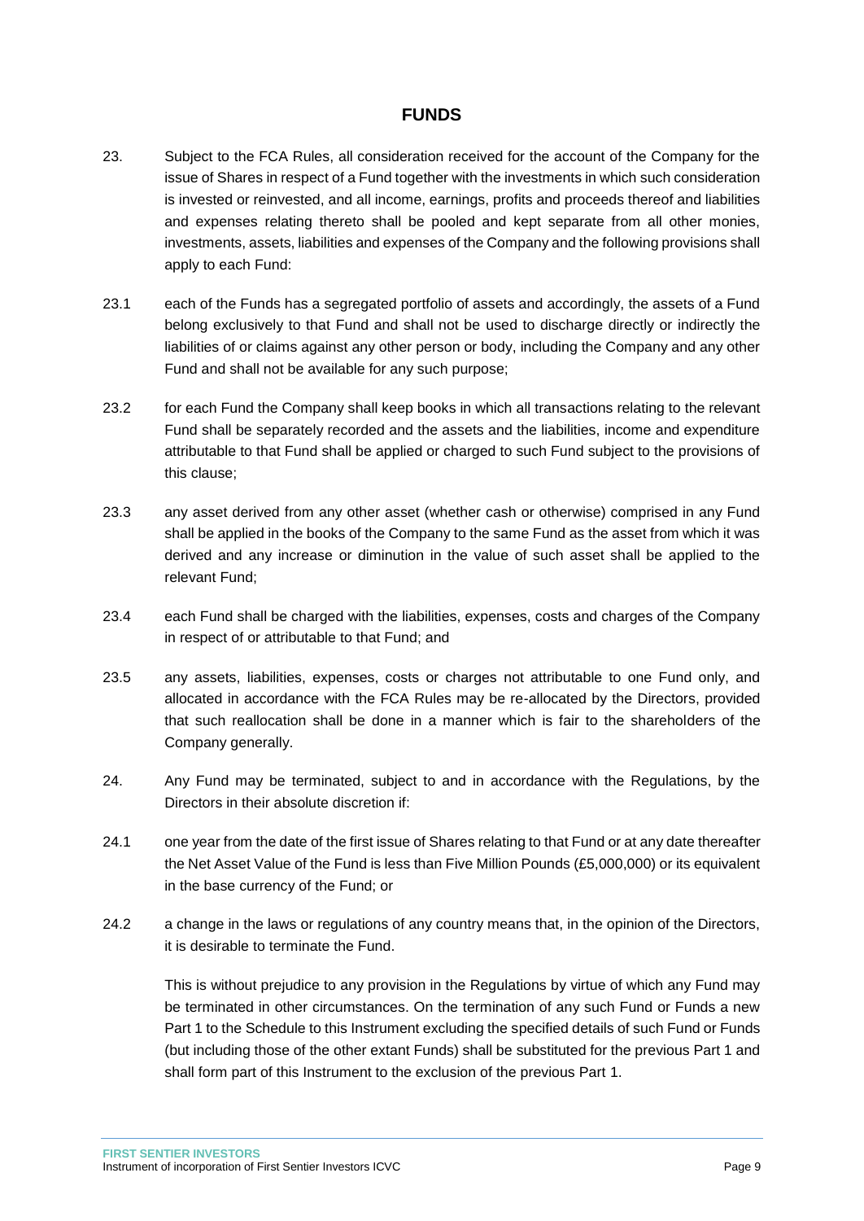## FUNDS

23. Subject to the FCA Rules, all consideration received for the account of the Company for the issue of Shares in respect of a Fund together with the investments in which such consideration is invested or reinvested, and all income, earnings, profits and proceeds thereof and liabilities and expenses relating thereto shall be pooled and kept separate from all other monies, investments, assets, liabilities and expenses of the Company and the following provisions shall apply to each Fund:

23.1 each of the Funds has a segregated portfolio of assets and accordingly, the assets of a Fund belong exclusively to that Fund and shall not be used to discharge directly or indirectly the liabilities of or claims against any other person or body, including the Company and any other Fund and shall not be available for any such purpose;

23.2 for each Fund the Company shall keep books in which all transactions relating to the relevant Fund shall be separately recorded and the assets and the liabilities, income and expenditure attributable to that Fund shall be applied or charged to such Fund subject to the provisions of this clause;

23.3 any asset derived from any other asset (whether cash or otherwise) comprised in any Fund shall be applied in the books of the Company to the same Fund as the asset from which it was derived and any increase or diminution in the value of such asset shall be applied to the relevant Fund;

23.4 each Fund shall be charged with the liabilities, expenses, costs and charges of the Company in respect of or attributable to that Fund; and

23.5 any assets, liabilities, expenses, costs or charges not attributable to one Fund only, and allocated in accordance with the FCA Rules may be re-allocated by the Directors, provided that such reallocation shall be done in a manner which is fair to the shareholders of the Company generally.

24. Any Fund may be terminated, subject to and in accordance with the Regulations, by the Directors in their absolute discretion if:

24.1 one year from the date of the first issue of Shares relating to that Fund or at any date thereafter the Net Asset Value of the Fund is less than Five Million Pounds (£5,000,000) or its equivalent in the base currency of the Fund; or

24.2 a change in the laws or regulations of any country means that, in the opinion of the Directors, it is desirable to terminate the Fund.

This is without prejudice to any provision in the Regulations by virtue of which any Fund may be terminated in other circumstances. On the termination of any such Fund or Funds a new Part 1 to the Schedule to this Instrument excluding the specified details of such Fund or Funds (but including those of the other extant Funds) shall be substituted for the previous Part 1 and shall form part of this Instrument to the exclusion of the previous Part 1.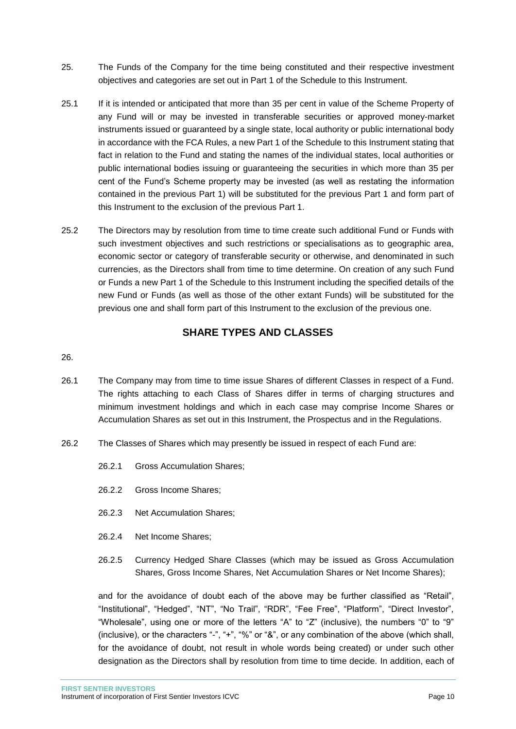25. The Funds of the Company for the time being constituted and their respective investment objectives and categories are set out in Part 1 of the Schedule to this Instrument.

25.1 If it is intended or anticipated that more than 35 per cent in value of the Scheme Property of any Fund will or may be invested in transferable securities or approved money-market instruments issued or guaranteed by a single state, local authority or public international body in accordance with the FCA Rules, a new Part 1 of the Schedule to this Instrument stating that fact in relation to the Fund and stating the names of the individual states, local authorities or public international bodies issuing or guaranteeing the securities in which more than 35 per cent of the Fund's Scheme property may be invested (as well as restating the information contained in the previous Part 1) will be substituted for the previous Part 1 and form part of this Instrument to the exclusion of the previous Part 1.

25.2 The Directors may by resolution from time to time create such additional Fund or Funds with such investment objectives and such restrictions or specialisations as to geographic area, economic sector or category of transferable security or otherwise, and denominated in such currencies, as the Directors shall from time to time determine. On creation of any such Fund or Funds a new Part 1 of the Schedule to this Instrument including the specified details of the new Fund or Funds (as well as those of the other extant Funds) will be substituted for the previous one and shall form part of this Instrument to the exclusion of the previous one.

## SHARE TYPES AND CLASSES

26.

26.1 The Company may from time to time issue Shares of different Classes in respect of a Fund. The rights attaching to each Class of Shares differ in terms of charging structures and minimum investment holdings and which in each case may comprise Income Shares or Accumulation Shares as set out in this Instrument, the Prospectus and in the Regulations.

26.2 The Classes of Shares which may presently be issued in respect of each Fund are:

26.2.1 Gross Accumulation Shares;

26.2.2 Gross Income Shares;

26.2.3 Net Accumulation Shares;

26.2.4 Net Income Shares;

26.2.5 Currency Hedged Share Classes (which may be issued as Gross Accumulation Shares, Gross Income Shares, Net Accumulation Shares or Net Income Shares);

and for the avoidance of doubt each of the above may be further classified as "Retail", "Institutional", "Hedged", "NT", "No Trail", "RDR", "Fee Free", "Platform", "Direct Investor", "Wholesale", using one or more of the letters "A" to "Z" (inclusive), the numbers "0" to "9" (inclusive), or the characters "-", "+", "%" or "&", or any combination of the above (which shall, for the avoidance of doubt, not result in whole words being created) or under such other designation as the Directors shall by resolution from time to time decide. In addition, each of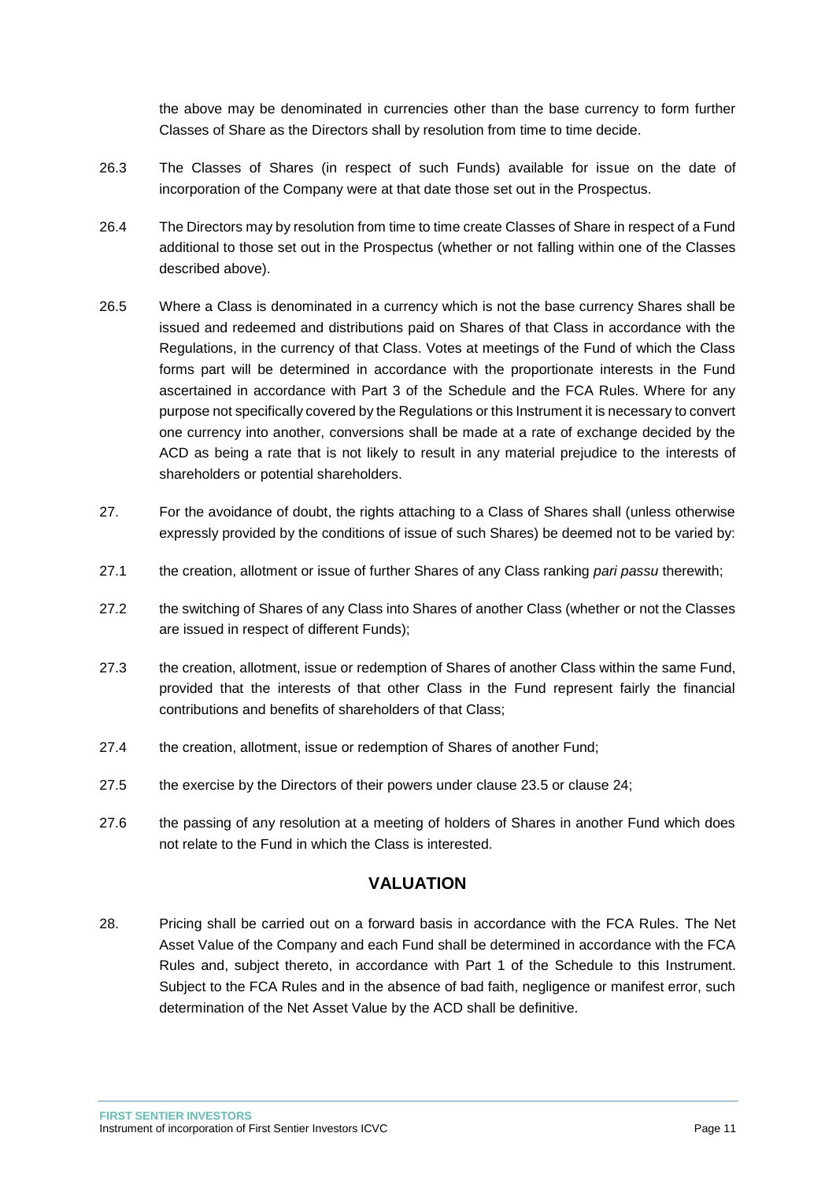the above may be denominated in currencies other than the base currency to form further Classes of Share as the Directors shall by resolution from time to time decide.

26.3 The Classes of Shares (in respect of such Funds) available for issue on the date of incorporation of the Company were at that date those set out in the Prospectus.

26.4 The Directors may by resolution from time to time create Classes of Share in respect of a Fund additional to those set out in the Prospectus (whether or not falling within one of the Classes described above).

26.5 Where a Class is denominated in a currency which is not the base currency Shares shall be issued and redeemed and distributions paid on Shares of that Class in accordance with the Regulations, in the currency of that Class. Votes at meetings of the Fund of which the Class forms part will be determined in accordance with the proportionate interests in the Fund ascertained in accordance with Part 3 of the Schedule and the FCA Rules. Where for any purpose not specifically covered by the Regulations or this Instrument it is necessary to convert one currency into another, conversions shall be made at a rate of exchange decided by the ACD as being a rate that is not likely to result in any material prejudice to the interests of shareholders or potential shareholders.

27. For the avoidance of doubt, the rights attaching to a Class of Shares shall (unless otherwise expressly provided by the conditions of issue of such Shares) be deemed not to be varied by:

27.1 the creation, allotment or issue of further Shares of any Class ranking *pari passu* therewith;

27.2 the switching of Shares of any Class into Shares of another Class (whether or not the Classes are issued in respect of different Funds);

27.3 the creation, allotment, issue or redemption of Shares of another Class within the same Fund, provided that the interests of that other Class in the Fund represent fairly the financial contributions and benefits of shareholders of that Class;

27.4 the creation, allotment, issue or redemption of Shares of another Fund;

27.5 the exercise by the Directors of their powers under clause 23.5 or clause 24;

27.6 the passing of any resolution at a meeting of holders of Shares in another Fund which does not relate to the Fund in which the Class is interested.

## VALUATION

28. Pricing shall be carried out on a forward basis in accordance with the FCA Rules. The Net Asset Value of the Company and each Fund shall be determined in accordance with the FCA Rules and, subject thereto, in accordance with Part 1 of the Schedule to this Instrument. Subject to the FCA Rules and in the absence of bad faith, negligence or manifest error, such determination of the Net Asset Value by the ACD shall be definitive.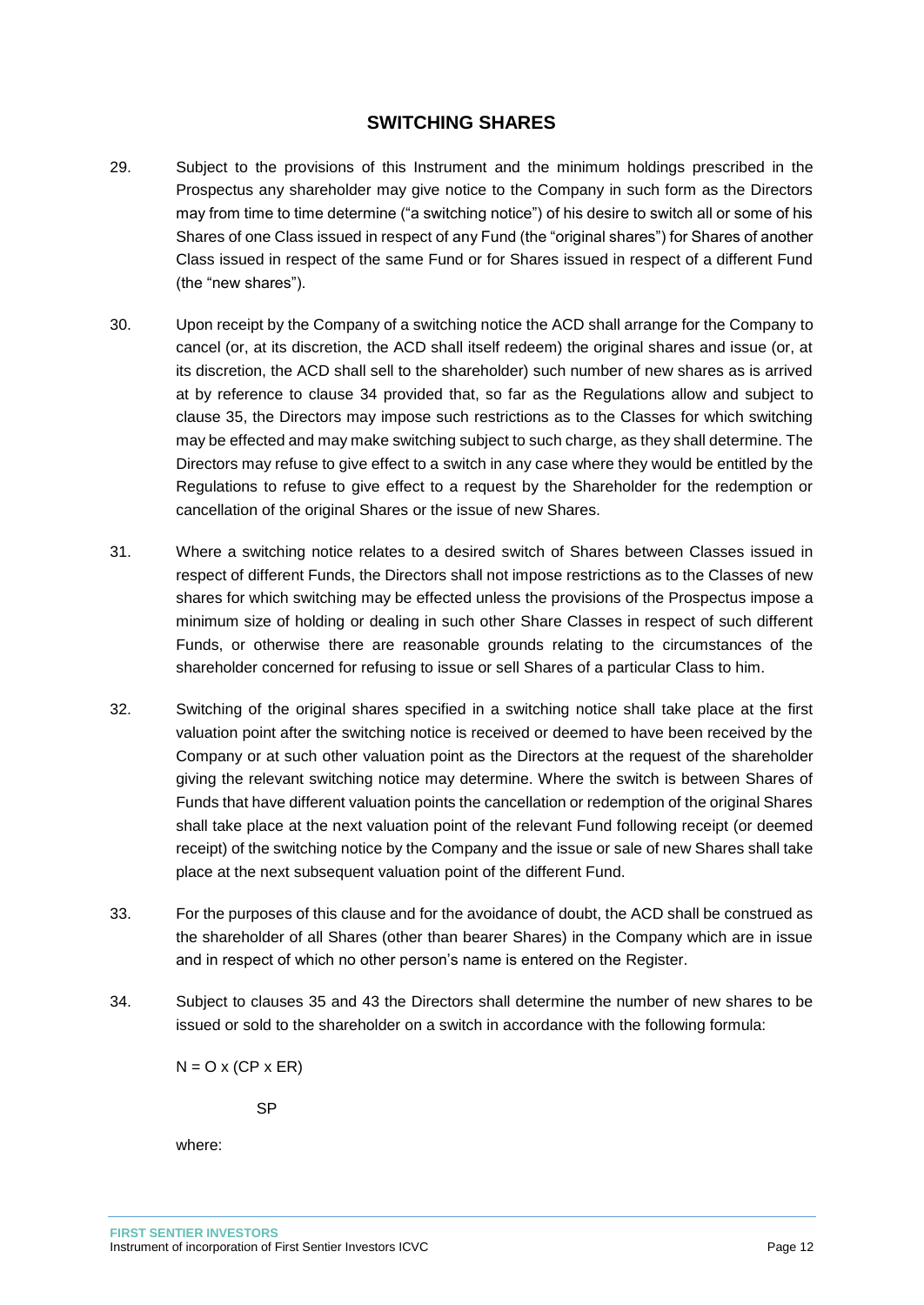## SWITCHING SHARES

29. Subject to the provisions of this Instrument and the minimum holdings prescribed in the Prospectus any shareholder may give notice to the Company in such form as the Directors may from time to time determine ("a switching notice") of his desire to switch all or some of his Shares of one Class issued in respect of any Fund (the "original shares") for Shares of another Class issued in respect of the same Fund or for Shares issued in respect of a different Fund (the "new shares").

30. Upon receipt by the Company of a switching notice the ACD shall arrange for the Company to cancel (or, at its discretion, the ACD shall itself redeem) the original shares and issue (or, at its discretion, the ACD shall sell to the shareholder) such number of new shares as is arrived at by reference to clause 34 provided that, so far as the Regulations allow and subject to clause 35, the Directors may impose such restrictions as to the Classes for which switching may be effected and may make switching subject to such charge, as they shall determine. The Directors may refuse to give effect to a switch in any case where they would be entitled by the Regulations to refuse to give effect to a request by the Shareholder for the redemption or cancellation of the original Shares or the issue of new Shares.

31. Where a switching notice relates to a desired switch of Shares between Classes issued in respect of different Funds, the Directors shall not impose restrictions as to the Classes of new shares for which switching may be effected unless the provisions of the Prospectus impose a minimum size of holding or dealing in such other Share Classes in respect of such different Funds, or otherwise there are reasonable grounds relating to the circumstances of the shareholder concerned for refusing to issue or sell Shares of a particular Class to him.

32. Switching of the original shares specified in a switching notice shall take place at the first valuation point after the switching notice is received or deemed to have been received by the Company or at such other valuation point as the Directors at the request of the shareholder giving the relevant switching notice may determine. Where the switch is between Shares of Funds that have different valuation points the cancellation or redemption of the original Shares shall take place at the next valuation point of the relevant Fund following receipt (or deemed receipt) of the switching notice by the Company and the issue or sale of new Shares shall take place at the next subsequent valuation point of the different Fund.

33. For the purposes of this clause and for the avoidance of doubt, the ACD shall be construed as the shareholder of all Shares (other than bearer Shares) in the Company which are in issue and in respect of which no other person's name is entered on the Register.

34. Subject to clauses 35 and 43 the Directors shall determine the number of new shares to be issued or sold to the shareholder on a switch in accordance with the following formula:

$$N = \frac{O \times (CP \times ER)}{SP}$$

where: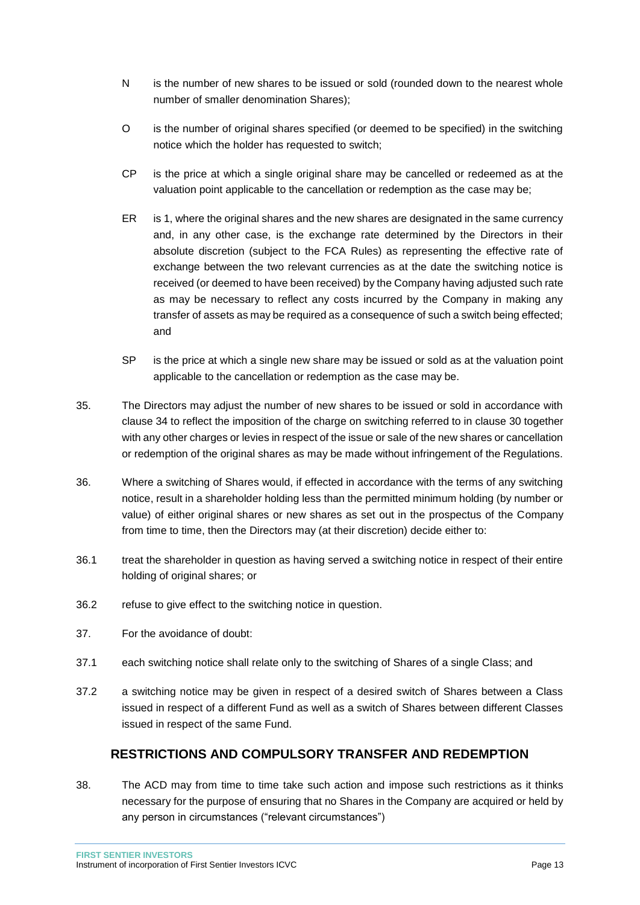N is the number of new shares to be issued or sold (rounded down to the nearest whole number of smaller denomination Shares);

O is the number of original shares specified (or deemed to be specified) in the switching notice which the holder has requested to switch;

CP is the price at which a single original share may be cancelled or redeemed as at the valuation point applicable to the cancellation or redemption as the case may be;

ER is 1, where the original shares and the new shares are designated in the same currency and, in any other case, is the exchange rate determined by the Directors in their absolute discretion (subject to the FCA Rules) as representing the effective rate of exchange between the two relevant currencies as at the date the switching notice is received (or deemed to have been received) by the Company having adjusted such rate as may be necessary to reflect any costs incurred by the Company in making any transfer of assets as may be required as a consequence of such a switch being effected; and

SP is the price at which a single new share may be issued or sold as at the valuation point applicable to the cancellation or redemption as the case may be.

35. The Directors may adjust the number of new shares to be issued or sold in accordance with clause 34 to reflect the imposition of the charge on switching referred to in clause 30 together with any other charges or levies in respect of the issue or sale of the new shares or cancellation or redemption of the original shares as may be made without infringement of the Regulations.

36. Where a switching of Shares would, if effected in accordance with the terms of any switching notice, result in a shareholder holding less than the permitted minimum holding (by number or value) of either original shares or new shares as set out in the prospectus of the Company from time to time, then the Directors may (at their discretion) decide either to:

36.1 treat the shareholder in question as having served a switching notice in respect of their entire holding of original shares; or

36.2 refuse to give effect to the switching notice in question.

37. For the avoidance of doubt:

37.1 each switching notice shall relate only to the switching of Shares of a single Class; and

37.2 a switching notice may be given in respect of a desired switch of Shares between a Class issued in respect of a different Fund as well as a switch of Shares between different Classes issued in respect of the same Fund.

## RESTRICTIONS AND COMPULSORY TRANSFER AND REDEMPTION

38. The ACD may from time to time take such action and impose such restrictions as it thinks necessary for the purpose of ensuring that no Shares in the Company are acquired or held by any person in circumstances ("relevant circumstances")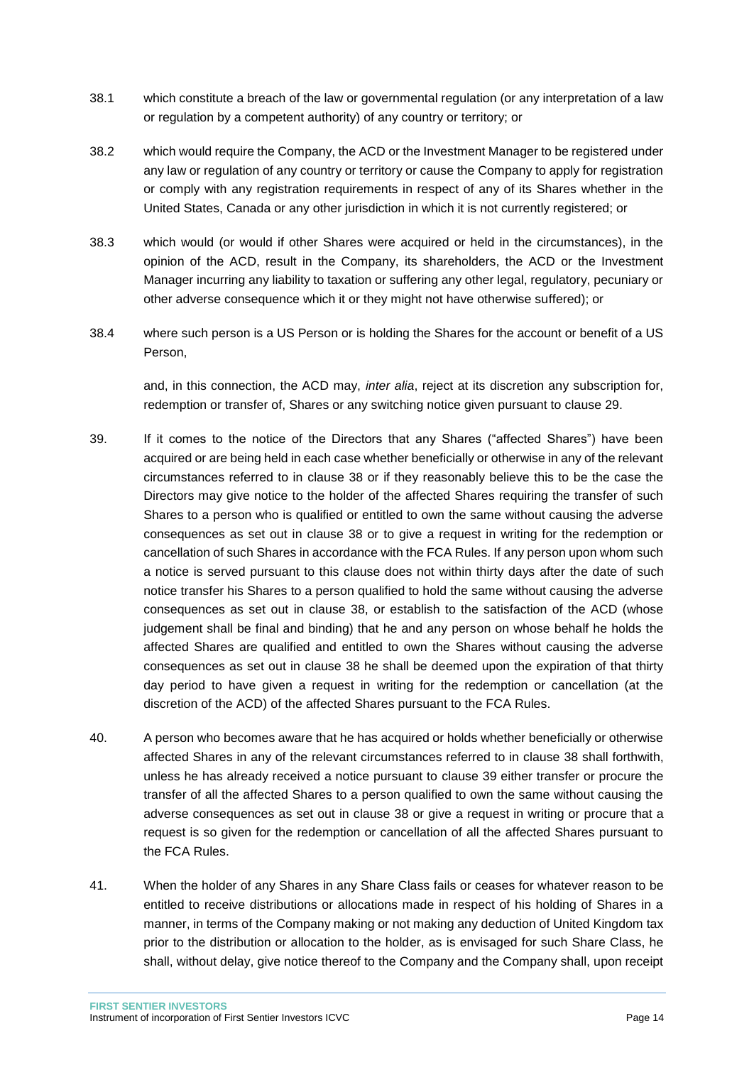38.1 which constitute a breach of the law or governmental regulation (or any interpretation of a law or regulation by a competent authority) of any country or territory; or

38.2 which would require the Company, the ACD or the Investment Manager to be registered under any law or regulation of any country or territory or cause the Company to apply for registration or comply with any registration requirements in respect of any of its Shares whether in the United States, Canada or any other jurisdiction in which it is not currently registered; or

38.3 which would (or would if other Shares were acquired or held in the circumstances), in the opinion of the ACD, result in the Company, its shareholders, the ACD or the Investment Manager incurring any liability to taxation or suffering any other legal, regulatory, pecuniary or other adverse consequence which it or they might not have otherwise suffered); or

38.4 where such person is a US Person or is holding the Shares for the account or benefit of a US Person,

and, in this connection, the ACD may, *inter alia*, reject at its discretion any subscription for, redemption or transfer of, Shares or any switching notice given pursuant to clause 29.

39. If it comes to the notice of the Directors that any Shares ("affected Shares") have been acquired or are being held in each case whether beneficially or otherwise in any of the relevant circumstances referred to in clause 38 or if they reasonably believe this to be the case the Directors may give notice to the holder of the affected Shares requiring the transfer of such Shares to a person who is qualified or entitled to own the same without causing the adverse consequences as set out in clause 38 or to give a request in writing for the redemption or cancellation of such Shares in accordance with the FCA Rules. If any person upon whom such a notice is served pursuant to this clause does not within thirty days after the date of such notice transfer his Shares to a person qualified to hold the same without causing the adverse consequences as set out in clause 38, or establish to the satisfaction of the ACD (whose judgement shall be final and binding) that he and any person on whose behalf he holds the affected Shares are qualified and entitled to own the Shares without causing the adverse consequences as set out in clause 38 he shall be deemed upon the expiration of that thirty day period to have given a request in writing for the redemption or cancellation (at the discretion of the ACD) of the affected Shares pursuant to the FCA Rules.

40. A person who becomes aware that he has acquired or holds whether beneficially or otherwise affected Shares in any of the relevant circumstances referred to in clause 38 shall forthwith, unless he has already received a notice pursuant to clause 39 either transfer or procure the transfer of all the affected Shares to a person qualified to own the same without causing the adverse consequences as set out in clause 38 or give a request in writing or procure that a request is so given for the redemption or cancellation of all the affected Shares pursuant to the FCA Rules.

41. When the holder of any Shares in any Share Class fails or ceases for whatever reason to be entitled to receive distributions or allocations made in respect of his holding of Shares in a manner, in terms of the Company making or not making any deduction of United Kingdom tax prior to the distribution or allocation to the holder, as is envisaged for such Share Class, he shall, without delay, give notice thereof to the Company and the Company shall, upon receipt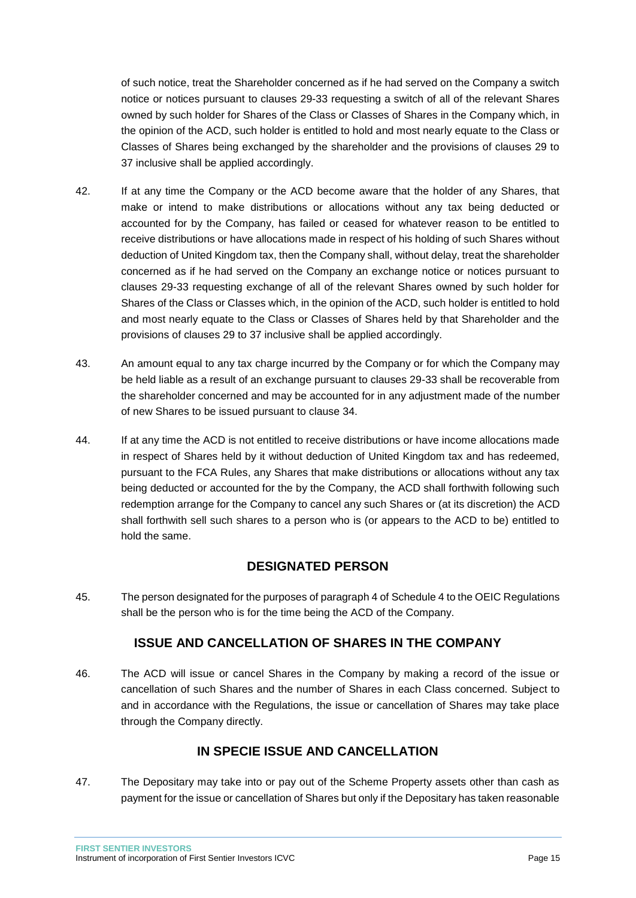of such notice, treat the Shareholder concerned as if he had served on the Company a switch notice or notices pursuant to clauses 29-33 requesting a switch of all of the relevant Shares owned by such holder for Shares of the Class or Classes of Shares in the Company which, in the opinion of the ACD, such holder is entitled to hold and most nearly equate to the Class or Classes of Shares being exchanged by the shareholder and the provisions of clauses 29 to 37 inclusive shall be applied accordingly.

42. If at any time the Company or the ACD become aware that the holder of any Shares, that make or intend to make distributions or allocations without any tax being deducted or accounted for by the Company, has failed or ceased for whatever reason to be entitled to receive distributions or have allocations made in respect of his holding of such Shares without deduction of United Kingdom tax, then the Company shall, without delay, treat the shareholder concerned as if he had served on the Company an exchange notice or notices pursuant to clauses 29-33 requesting exchange of all of the relevant Shares owned by such holder for Shares of the Class or Classes which, in the opinion of the ACD, such holder is entitled to hold and most nearly equate to the Class or Classes of Shares held by that Shareholder and the provisions of clauses 29 to 37 inclusive shall be applied accordingly.

43. An amount equal to any tax charge incurred by the Company or for which the Company may be held liable as a result of an exchange pursuant to clauses 29-33 shall be recoverable from the shareholder concerned and may be accounted for in any adjustment made of the number of new Shares to be issued pursuant to clause 34.

44. If at any time the ACD is not entitled to receive distributions or have income allocations made in respect of Shares held by it without deduction of United Kingdom tax and has redeemed, pursuant to the FCA Rules, any Shares that make distributions or allocations without any tax being deducted or accounted for the by the Company, the ACD shall forthwith following such redemption arrange for the Company to cancel any such Shares or (at its discretion) the ACD shall forthwith sell such shares to a person who is (or appears to the ACD to be) entitled to hold the same.

## DESIGNATED PERSON

45. The person designated for the purposes of paragraph 4 of Schedule 4 to the OEIC Regulations shall be the person who is for the time being the ACD of the Company.

## ISSUE AND CANCELLATION OF SHARES IN THE COMPANY

46. The ACD will issue or cancel Shares in the Company by making a record of the issue or cancellation of such Shares and the number of Shares in each Class concerned. Subject to and in accordance with the Regulations, the issue or cancellation of Shares may take place through the Company directly.

## IN SPECIE ISSUE AND CANCELLATION

47. The Depositary may take into or pay out of the Scheme Property assets other than cash as payment for the issue or cancellation of Shares but only if the Depositary has taken reasonable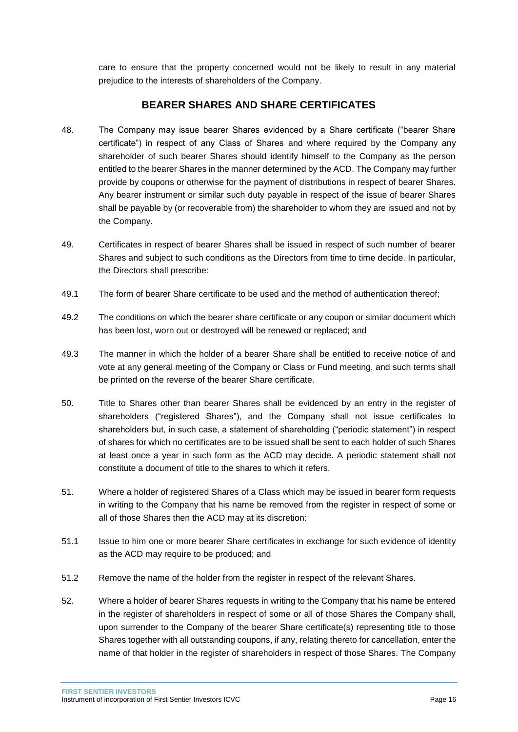care to ensure that the property concerned would not be likely to result in any material prejudice to the interests of shareholders of the Company.

## BEARER SHARES AND SHARE CERTIFICATES

48. The Company may issue bearer Shares evidenced by a Share certificate ("bearer Share certificate") in respect of any Class of Shares and where required by the Company any shareholder of such bearer Shares should identify himself to the Company as the person entitled to the bearer Shares in the manner determined by the ACD. The Company may further provide by coupons or otherwise for the payment of distributions in respect of bearer Shares. Any bearer instrument or similar such duty payable in respect of the issue of bearer Shares shall be payable by (or recoverable from) the shareholder to whom they are issued and not by the Company.

49. Certificates in respect of bearer Shares shall be issued in respect of such number of bearer Shares and subject to such conditions as the Directors from time to time decide. In particular, the Directors shall prescribe:

49.1 The form of bearer Share certificate to be used and the method of authentication thereof;

49.2 The conditions on which the bearer share certificate or any coupon or similar document which has been lost, worn out or destroyed will be renewed or replaced; and

49.3 The manner in which the holder of a bearer Share shall be entitled to receive notice of and vote at any general meeting of the Company or Class or Fund meeting, and such terms shall be printed on the reverse of the bearer Share certificate.

50. Title to Shares other than bearer Shares shall be evidenced by an entry in the register of shareholders ("registered Shares"), and the Company shall not issue certificates to shareholders but, in such case, a statement of shareholding ("periodic statement") in respect of shares for which no certificates are to be issued shall be sent to each holder of such Shares at least once a year in such form as the ACD may decide. A periodic statement shall not constitute a document of title to the shares to which it refers.

51. Where a holder of registered Shares of a Class which may be issued in bearer form requests in writing to the Company that his name be removed from the register in respect of some or all of those Shares then the ACD may at its discretion:

51.1 Issue to him one or more bearer Share certificates in exchange for such evidence of identity as the ACD may require to be produced; and

51.2 Remove the name of the holder from the register in respect of the relevant Shares.

52. Where a holder of bearer Shares requests in writing to the Company that his name be entered in the register of shareholders in respect of some or all of those Shares the Company shall, upon surrender to the Company of the bearer Share certificate(s) representing title to those Shares together with all outstanding coupons, if any, relating thereto for cancellation, enter the name of that holder in the register of shareholders in respect of those Shares. The Company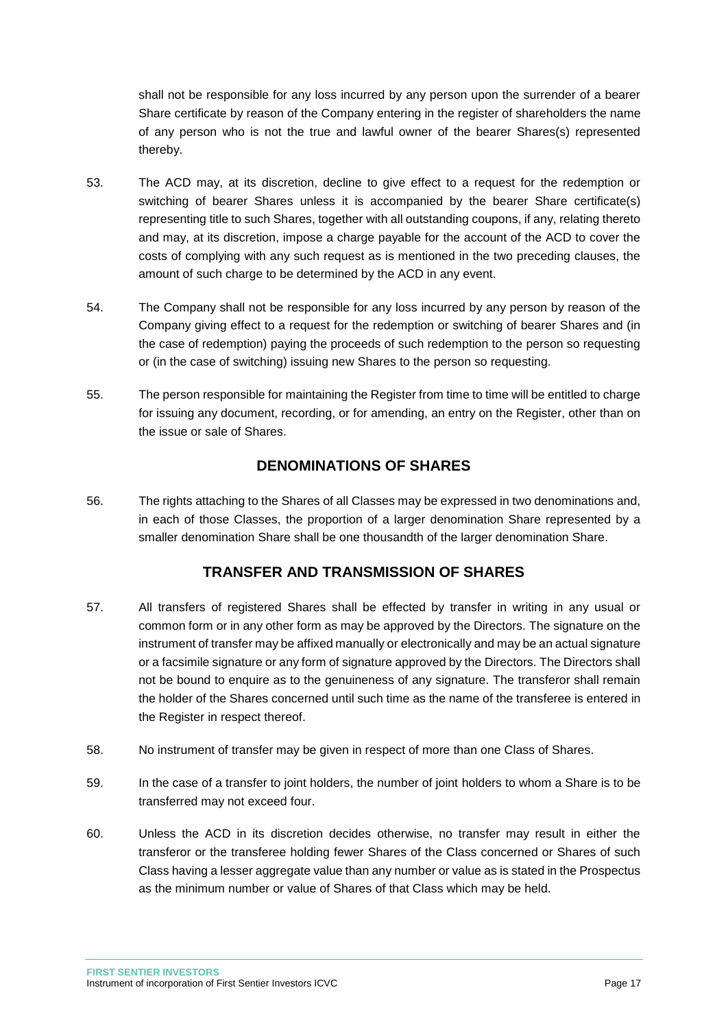shall not be responsible for any loss incurred by any person upon the surrender of a bearer Share certificate by reason of the Company entering in the register of shareholders the name of any person who is not the true and lawful owner of the bearer Shares(s) represented thereby.

53. The ACD may, at its discretion, decline to give effect to a request for the redemption or switching of bearer Shares unless it is accompanied by the bearer Share certificate(s) representing title to such Shares, together with all outstanding coupons, if any, relating thereto and may, at its discretion, impose a charge payable for the account of the ACD to cover the costs of complying with any such request as is mentioned in the two preceding clauses, the amount of such charge to be determined by the ACD in any event.

54. The Company shall not be responsible for any loss incurred by any person by reason of the Company giving effect to a request for the redemption or switching of bearer Shares and (in the case of redemption) paying the proceeds of such redemption to the person so requesting or (in the case of switching) issuing new Shares to the person so requesting.

55. The person responsible for maintaining the Register from time to time will be entitled to charge for issuing any document, recording, or for amending, an entry on the Register, other than on the issue or sale of Shares.

## DENOMINATIONS OF SHARES

56. The rights attaching to the Shares of all Classes may be expressed in two denominations and, in each of those Classes, the proportion of a larger denomination Share represented by a smaller denomination Share shall be one thousandth of the larger denomination Share.

## TRANSFER AND TRANSMISSION OF SHARES

57. All transfers of registered Shares shall be effected by transfer in writing in any usual or common form or in any other form as may be approved by the Directors. The signature on the instrument of transfer may be affixed manually or electronically and may be an actual signature or a facsimile signature or any form of signature approved by the Directors. The Directors shall not be bound to enquire as to the genuineness of any signature. The transferor shall remain the holder of the Shares concerned until such time as the name of the transferee is entered in the Register in respect thereof.

58. No instrument of transfer may be given in respect of more than one Class of Shares.

59. In the case of a transfer to joint holders, the number of joint holders to whom a Share is to be transferred may not exceed four.

60. Unless the ACD in its discretion decides otherwise, no transfer may result in either the transferor or the transferee holding fewer Shares of the Class concerned or Shares of such Class having a lesser aggregate value than any number or value as is stated in the Prospectus as the minimum number or value of Shares of that Class which may be held.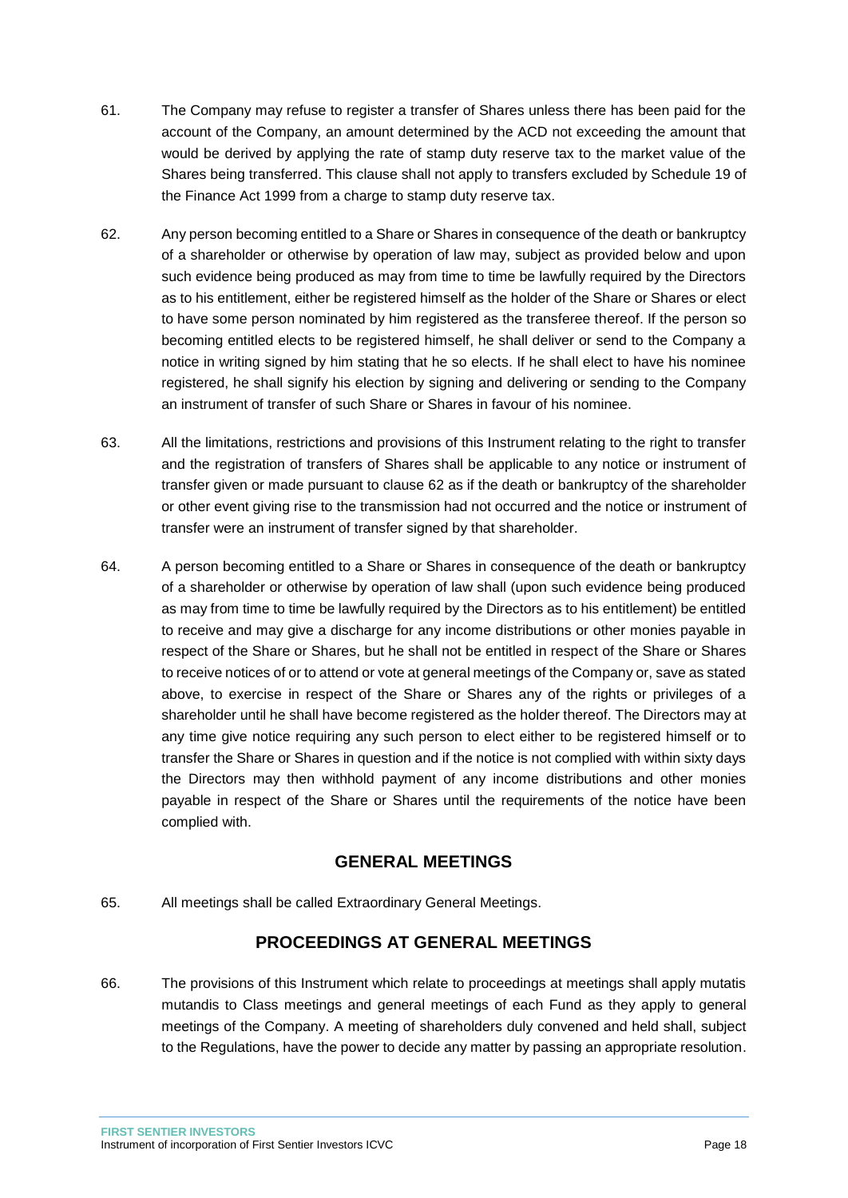61. The Company may refuse to register a transfer of Shares unless there has been paid for the account of the Company, an amount determined by the ACD not exceeding the amount that would be derived by applying the rate of stamp duty reserve tax to the market value of the Shares being transferred. This clause shall not apply to transfers excluded by Schedule 19 of the Finance Act 1999 from a charge to stamp duty reserve tax.

62. Any person becoming entitled to a Share or Shares in consequence of the death or bankruptcy of a shareholder or otherwise by operation of law may, subject as provided below and upon such evidence being produced as may from time to time be lawfully required by the Directors as to his entitlement, either be registered himself as the holder of the Share or Shares or elect to have some person nominated by him registered as the transferee thereof. If the person so becoming entitled elects to be registered himself, he shall deliver or send to the Company a notice in writing signed by him stating that he so elects. If he shall elect to have his nominee registered, he shall signify his election by signing and delivering or sending to the Company an instrument of transfer of such Share or Shares in favour of his nominee.

63. All the limitations, restrictions and provisions of this Instrument relating to the right to transfer and the registration of transfers of Shares shall be applicable to any notice or instrument of transfer given or made pursuant to clause 62 as if the death or bankruptcy of the shareholder or other event giving rise to the transmission had not occurred and the notice or instrument of transfer were an instrument of transfer signed by that shareholder.

64. A person becoming entitled to a Share or Shares in consequence of the death or bankruptcy of a shareholder or otherwise by operation of law shall (upon such evidence being produced as may from time to time be lawfully required by the Directors as to his entitlement) be entitled to receive and may give a discharge for any income distributions or other monies payable in respect of the Share or Shares, but he shall not be entitled in respect of the Share or Shares to receive notices of or to attend or vote at general meetings of the Company or, save as stated above, to exercise in respect of the Share or Shares any of the rights or privileges of a shareholder until he shall have become registered as the holder thereof. The Directors may at any time give notice requiring any such person to elect either to be registered himself or to transfer the Share or Shares in question and if the notice is not complied with within sixty days the Directors may then withhold payment of any income distributions and other monies payable in respect of the Share or Shares until the requirements of the notice have been complied with.

## GENERAL MEETINGS

65. All meetings shall be called Extraordinary General Meetings.

## PROCEEDINGS AT GENERAL MEETINGS

66. The provisions of this Instrument which relate to proceedings at meetings shall apply mutatis mutandis to Class meetings and general meetings of each Fund as they apply to general meetings of the Company. A meeting of shareholders duly convened and held shall, subject to the Regulations, have the power to decide any matter by passing an appropriate resolution.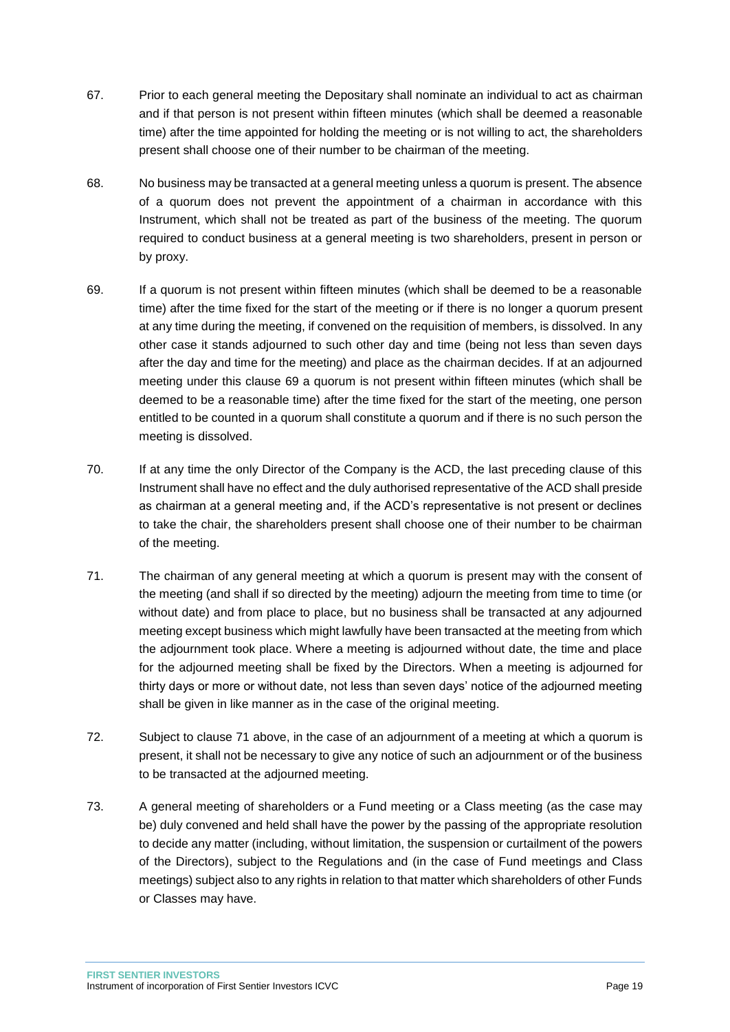67. Prior to each general meeting the Depositary shall nominate an individual to act as chairman and if that person is not present within fifteen minutes (which shall be deemed a reasonable time) after the time appointed for holding the meeting or is not willing to act, the shareholders present shall choose one of their number to be chairman of the meeting.

68. No business may be transacted at a general meeting unless a quorum is present. The absence of a quorum does not prevent the appointment of a chairman in accordance with this Instrument, which shall not be treated as part of the business of the meeting. The quorum required to conduct business at a general meeting is two shareholders, present in person or by proxy.

69. If a quorum is not present within fifteen minutes (which shall be deemed to be a reasonable time) after the time fixed for the start of the meeting or if there is no longer a quorum present at any time during the meeting, if convened on the requisition of members, is dissolved. In any other case it stands adjourned to such other day and time (being not less than seven days after the day and time for the meeting) and place as the chairman decides. If at an adjourned meeting under this clause 69 a quorum is not present within fifteen minutes (which shall be deemed to be a reasonable time) after the time fixed for the start of the meeting, one person entitled to be counted in a quorum shall constitute a quorum and if there is no such person the meeting is dissolved.

70. If at any time the only Director of the Company is the ACD, the last preceding clause of this Instrument shall have no effect and the duly authorised representative of the ACD shall preside as chairman at a general meeting and, if the ACD's representative is not present or declines to take the chair, the shareholders present shall choose one of their number to be chairman of the meeting.

71. The chairman of any general meeting at which a quorum is present may with the consent of the meeting (and shall if so directed by the meeting) adjourn the meeting from time to time (or without date) and from place to place, but no business shall be transacted at any adjourned meeting except business which might lawfully have been transacted at the meeting from which the adjournment took place. Where a meeting is adjourned without date, the time and place for the adjourned meeting shall be fixed by the Directors. When a meeting is adjourned for thirty days or more or without date, not less than seven days' notice of the adjourned meeting shall be given in like manner as in the case of the original meeting.

72. Subject to clause 71 above, in the case of an adjournment of a meeting at which a quorum is present, it shall not be necessary to give any notice of such an adjournment or of the business to be transacted at the adjourned meeting.

73. A general meeting of shareholders or a Fund meeting or a Class meeting (as the case may be) duly convened and held shall have the power by the passing of the appropriate resolution to decide any matter (including, without limitation, the suspension or curtailment of the powers of the Directors), subject to the Regulations and (in the case of Fund meetings and Class meetings) subject also to any rights in relation to that matter which shareholders of other Funds or Classes may have.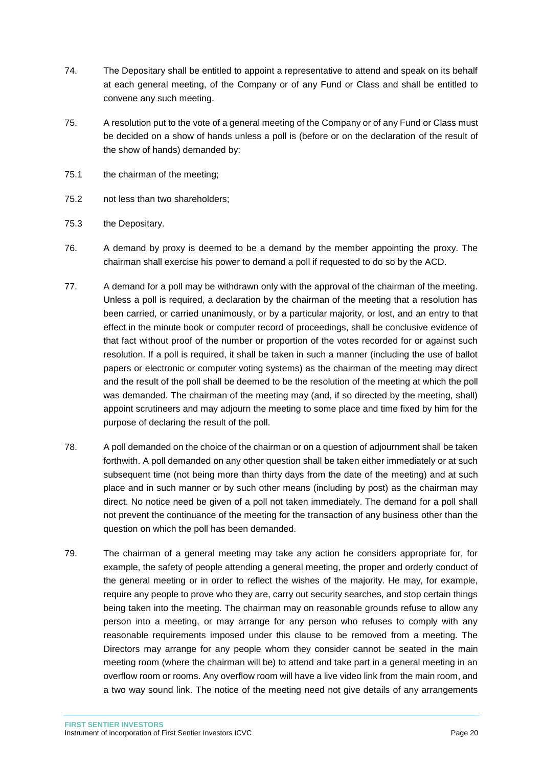74. The Depositary shall be entitled to appoint a representative to attend and speak on its behalf at each general meeting, of the Company or of any Fund or Class and shall be entitled to convene any such meeting.

75. A resolution put to the vote of a general meeting of the Company or of any Fund or Class must be decided on a show of hands unless a poll is (before or on the declaration of the result of the show of hands) demanded by:

75.1 the chairman of the meeting;

75.2 not less than two shareholders;

75.3 the Depositary.

76. A demand by proxy is deemed to be a demand by the member appointing the proxy. The chairman shall exercise his power to demand a poll if requested to do so by the ACD.

77. A demand for a poll may be withdrawn only with the approval of the chairman of the meeting. Unless a poll is required, a declaration by the chairman of the meeting that a resolution has been carried, or carried unanimously, or by a particular majority, or lost, and an entry to that effect in the minute book or computer record of proceedings, shall be conclusive evidence of that fact without proof of the number or proportion of the votes recorded for or against such resolution. If a poll is required, it shall be taken in such a manner (including the use of ballot papers or electronic or computer voting systems) as the chairman of the meeting may direct and the result of the poll shall be deemed to be the resolution of the meeting at which the poll was demanded. The chairman of the meeting may (and, if so directed by the meeting, shall) appoint scrutineers and may adjourn the meeting to some place and time fixed by him for the purpose of declaring the result of the poll.

78. A poll demanded on the choice of the chairman or on a question of adjournment shall be taken forthwith. A poll demanded on any other question shall be taken either immediately or at such subsequent time (not being more than thirty days from the date of the meeting) and at such place and in such manner or by such other means (including by post) as the chairman may direct. No notice need be given of a poll not taken immediately. The demand for a poll shall not prevent the continuance of the meeting for the transaction of any business other than the question on which the poll has been demanded.

79. The chairman of a general meeting may take any action he considers appropriate for, for example, the safety of people attending a general meeting, the proper and orderly conduct of the general meeting or in order to reflect the wishes of the majority. He may, for example, require any people to prove who they are, carry out security searches, and stop certain things being taken into the meeting. The chairman may on reasonable grounds refuse to allow any person into a meeting, or may arrange for any person who refuses to comply with any reasonable requirements imposed under this clause to be removed from a meeting. The Directors may arrange for any people whom they consider cannot be seated in the main meeting room (where the chairman will be) to attend and take part in a general meeting in an overflow room or rooms. Any overflow room will have a live video link from the main room, and a two way sound link. The notice of the meeting need not give details of any arrangements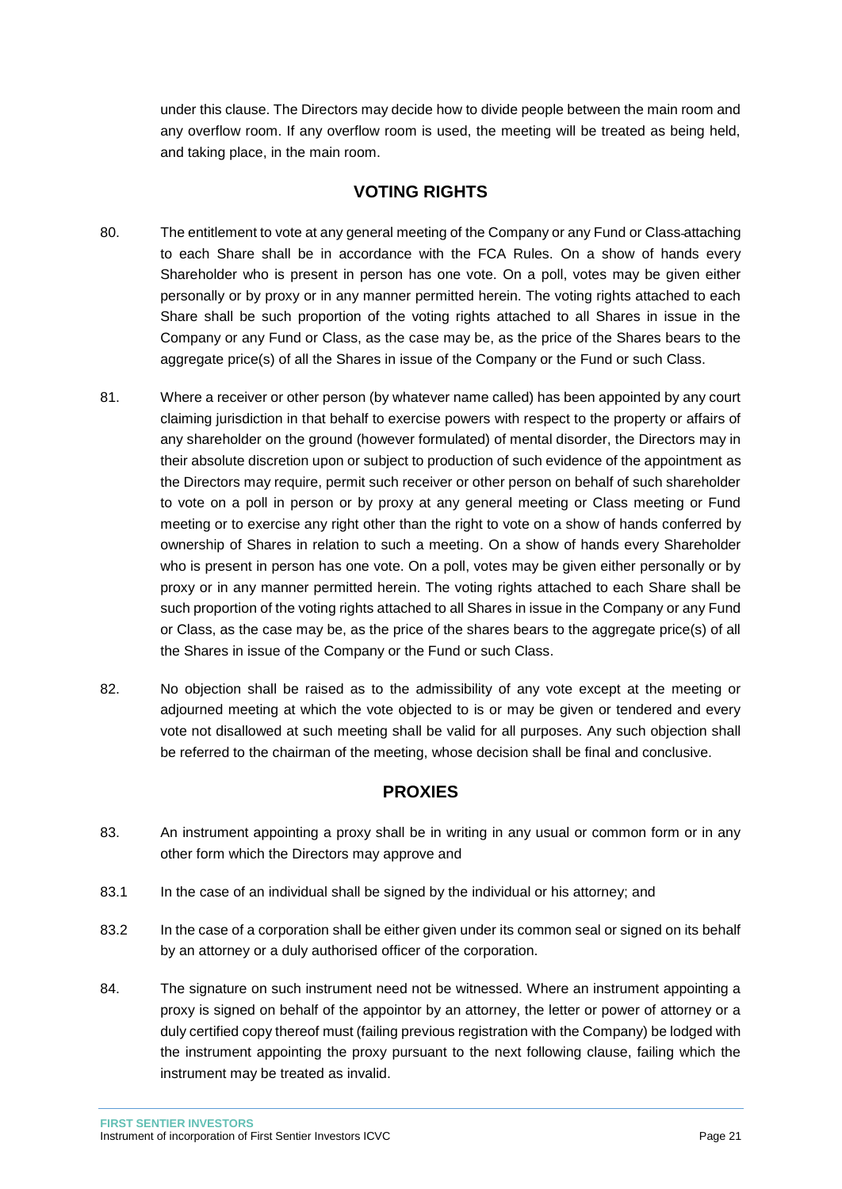under this clause. The Directors may decide how to divide people between the main room and any overflow room. If any overflow room is used, the meeting will be treated as being held, and taking place, in the main room.

## VOTING RIGHTS

80. The entitlement to vote at any general meeting of the Company or any Fund or Class attaching to each Share shall be in accordance with the FCA Rules. On a show of hands every Shareholder who is present in person has one vote. On a poll, votes may be given either personally or by proxy or in any manner permitted herein. The voting rights attached to each Share shall be such proportion of the voting rights attached to all Shares in issue in the Company or any Fund or Class, as the case may be, as the price of the Shares bears to the aggregate price(s) of all the Shares in issue of the Company or the Fund or such Class.

81. Where a receiver or other person (by whatever name called) has been appointed by any court claiming jurisdiction in that behalf to exercise powers with respect to the property or affairs of any shareholder on the ground (however formulated) of mental disorder, the Directors may in their absolute discretion upon or subject to production of such evidence of the appointment as the Directors may require, permit such receiver or other person on behalf of such shareholder to vote on a poll in person or by proxy at any general meeting or Class meeting or Fund meeting or to exercise any right other than the right to vote on a show of hands conferred by ownership of Shares in relation to such a meeting. On a show of hands every Shareholder who is present in person has one vote. On a poll, votes may be given either personally or by proxy or in any manner permitted herein. The voting rights attached to each Share shall be such proportion of the voting rights attached to all Shares in issue in the Company or any Fund or Class, as the case may be, as the price of the shares bears to the aggregate price(s) of all the Shares in issue of the Company or the Fund or such Class.

82. No objection shall be raised as to the admissibility of any vote except at the meeting or adjourned meeting at which the vote objected to is or may be given or tendered and every vote not disallowed at such meeting shall be valid for all purposes. Any such objection shall be referred to the chairman of the meeting, whose decision shall be final and conclusive.

## PROXIES

83. An instrument appointing a proxy shall be in writing in any usual or common form or in any other form which the Directors may approve and

83.1 In the case of an individual shall be signed by the individual or his attorney; and

83.2 In the case of a corporation shall be either given under its common seal or signed on its behalf by an attorney or a duly authorised officer of the corporation.

84. The signature on such instrument need not be witnessed. Where an instrument appointing a proxy is signed on behalf of the appointor by an attorney, the letter or power of attorney or a duly certified copy thereof must (failing previous registration with the Company) be lodged with the instrument appointing the proxy pursuant to the next following clause, failing which the instrument may be treated as invalid.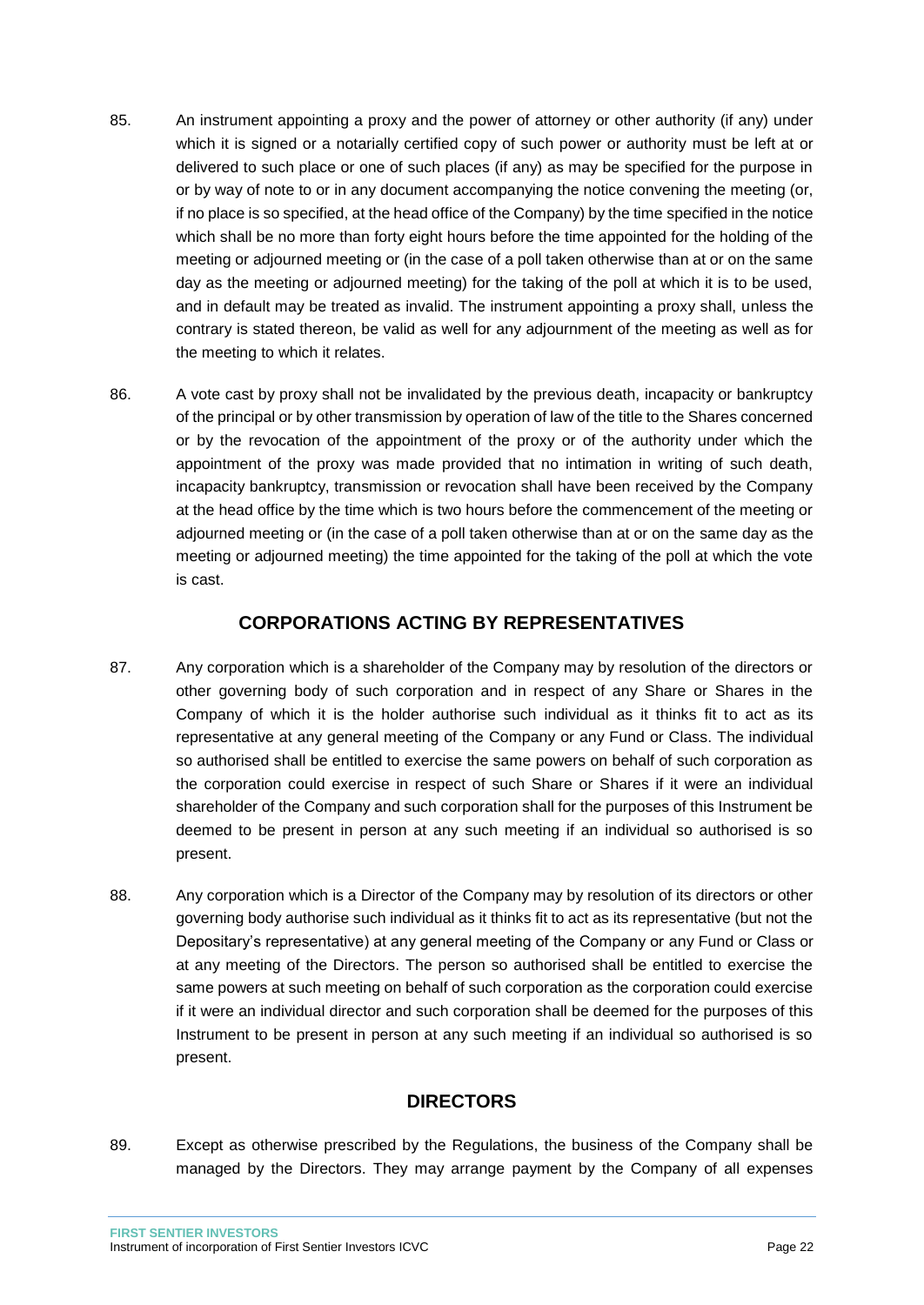85. An instrument appointing a proxy and the power of attorney or other authority (if any) under which it is signed or a notarially certified copy of such power or authority must be left at or delivered to such place or one of such places (if any) as may be specified for the purpose in or by way of note to or in any document accompanying the notice convening the meeting (or, if no place is so specified, at the head office of the Company) by the time specified in the notice which shall be no more than forty eight hours before the time appointed for the holding of the meeting or adjourned meeting or (in the case of a poll taken otherwise than at or on the same day as the meeting or adjourned meeting) for the taking of the poll at which it is to be used, and in default may be treated as invalid. The instrument appointing a proxy shall, unless the contrary is stated thereon, be valid as well for any adjournment of the meeting as well as for the meeting to which it relates.

86. A vote cast by proxy shall not be invalidated by the previous death, incapacity or bankruptcy of the principal or by other transmission by operation of law of the title to the Shares concerned or by the revocation of the appointment of the proxy or of the authority under which the appointment of the proxy was made provided that no intimation in writing of such death, incapacity bankruptcy, transmission or revocation shall have been received by the Company at the head office by the time which is two hours before the commencement of the meeting or adjourned meeting or (in the case of a poll taken otherwise than at or on the same day as the meeting or adjourned meeting) the time appointed for the taking of the poll at which the vote is cast.

## CORPORATIONS ACTING BY REPRESENTATIVES

87. Any corporation which is a shareholder of the Company may by resolution of the directors or other governing body of such corporation and in respect of any Share or Shares in the Company of which it is the holder authorise such individual as it thinks fit to act as its representative at any general meeting of the Company or any Fund or Class. The individual so authorised shall be entitled to exercise the same powers on behalf of such corporation as the corporation could exercise in respect of such Share or Shares if it were an individual shareholder of the Company and such corporation shall for the purposes of this Instrument be deemed to be present in person at any such meeting if an individual so authorised is so present.

88. Any corporation which is a Director of the Company may by resolution of its directors or other governing body authorise such individual as it thinks fit to act as its representative (but not the Depositary's representative) at any general meeting of the Company or any Fund or Class or at any meeting of the Directors. The person so authorised shall be entitled to exercise the same powers at such meeting on behalf of such corporation as the corporation could exercise if it were an individual director and such corporation shall be deemed for the purposes of this Instrument to be present in person at any such meeting if an individual so authorised is so present.

## DIRECTORS

89. Except as otherwise prescribed by the Regulations, the business of the Company shall be managed by the Directors. They may arrange payment by the Company of all expenses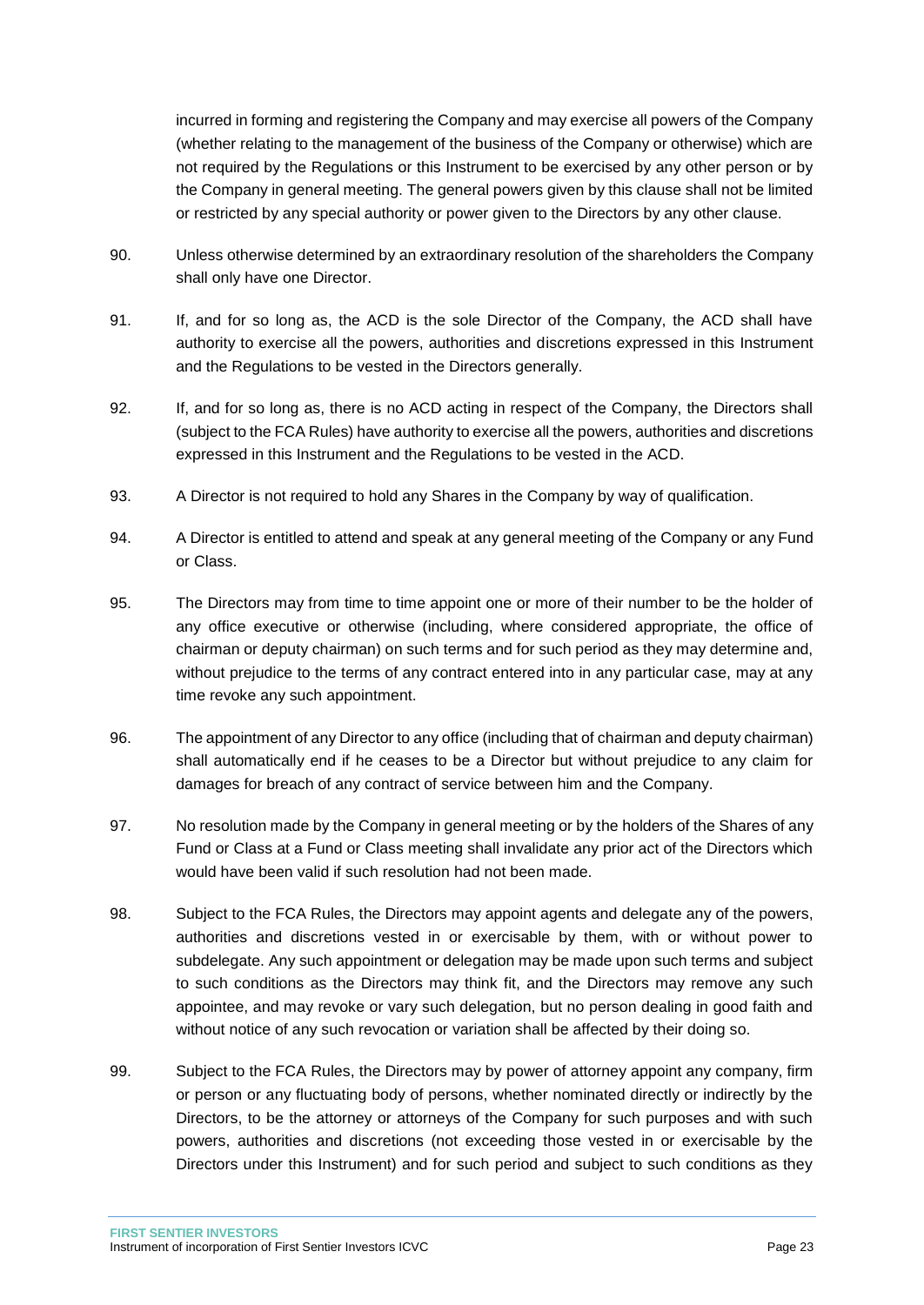incurred in forming and registering the Company and may exercise all powers of the Company (whether relating to the management of the business of the Company or otherwise) which are not required by the Regulations or this Instrument to be exercised by any other person or by the Company in general meeting. The general powers given by this clause shall not be limited or restricted by any special authority or power given to the Directors by any other clause.

90. Unless otherwise determined by an extraordinary resolution of the shareholders the Company shall only have one Director.

91. If, and for so long as, the ACD is the sole Director of the Company, the ACD shall have authority to exercise all the powers, authorities and discretions expressed in this Instrument and the Regulations to be vested in the Directors generally.

92. If, and for so long as, there is no ACD acting in respect of the Company, the Directors shall (subject to the FCA Rules) have authority to exercise all the powers, authorities and discretions expressed in this Instrument and the Regulations to be vested in the ACD.

93. A Director is not required to hold any Shares in the Company by way of qualification.

94. A Director is entitled to attend and speak at any general meeting of the Company or any Fund or Class.

95. The Directors may from time to time appoint one or more of their number to be the holder of any office executive or otherwise (including, where considered appropriate, the office of chairman or deputy chairman) on such terms and for such period as they may determine and, without prejudice to the terms of any contract entered into in any particular case, may at any time revoke any such appointment.

96. The appointment of any Director to any office (including that of chairman and deputy chairman) shall automatically end if he ceases to be a Director but without prejudice to any claim for damages for breach of any contract of service between him and the Company.

97. No resolution made by the Company in general meeting or by the holders of the Shares of any Fund or Class at a Fund or Class meeting shall invalidate any prior act of the Directors which would have been valid if such resolution had not been made.

98. Subject to the FCA Rules, the Directors may appoint agents and delegate any of the powers, authorities and discretions vested in or exercisable by them, with or without power to subdelegate. Any such appointment or delegation may be made upon such terms and subject to such conditions as the Directors may think fit, and the Directors may remove any such appointee, and may revoke or vary such delegation, but no person dealing in good faith and without notice of any such revocation or variation shall be affected by their doing so.

99. Subject to the FCA Rules, the Directors may by power of attorney appoint any company, firm or person or any fluctuating body of persons, whether nominated directly or indirectly by the Directors, to be the attorney or attorneys of the Company for such purposes and with such powers, authorities and discretions (not exceeding those vested in or exercisable by the Directors under this Instrument) and for such period and subject to such conditions as they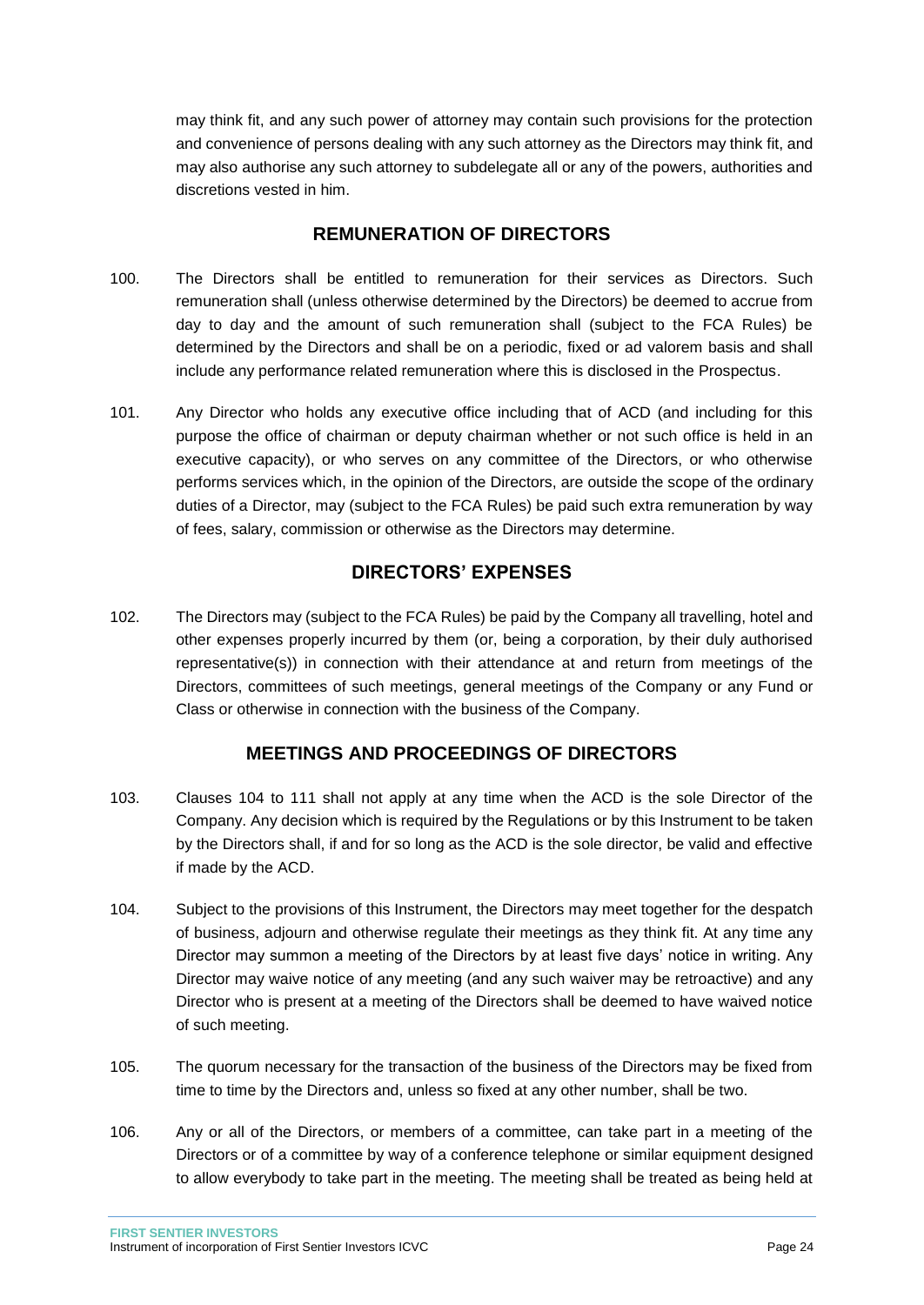may think fit, and any such power of attorney may contain such provisions for the protection and convenience of persons dealing with any such attorney as the Directors may think fit, and may also authorise any such attorney to subdelegate all or any of the powers, authorities and discretions vested in him.

## REMUNERATION OF DIRECTORS

100. The Directors shall be entitled to remuneration for their services as Directors. Such remuneration shall (unless otherwise determined by the Directors) be deemed to accrue from day to day and the amount of such remuneration shall (subject to the FCA Rules) be determined by the Directors and shall be on a periodic, fixed or ad valorem basis and shall include any performance related remuneration where this is disclosed in the Prospectus.

101. Any Director who holds any executive office including that of ACD (and including for this purpose the office of chairman or deputy chairman whether or not such office is held in an executive capacity), or who serves on any committee of the Directors, or who otherwise performs services which, in the opinion of the Directors, are outside the scope of the ordinary duties of a Director, may (subject to the FCA Rules) be paid such extra remuneration by way of fees, salary, commission or otherwise as the Directors may determine.

## DIRECTORS' EXPENSES

102. The Directors may (subject to the FCA Rules) be paid by the Company all travelling, hotel and other expenses properly incurred by them (or, being a corporation, by their duly authorised representative(s)) in connection with their attendance at and return from meetings of the Directors, committees of such meetings, general meetings of the Company or any Fund or Class or otherwise in connection with the business of the Company.

## MEETINGS AND PROCEEDINGS OF DIRECTORS

103. Clauses 104 to 111 shall not apply at any time when the ACD is the sole Director of the Company. Any decision which is required by the Regulations or by this Instrument to be taken by the Directors shall, if and for so long as the ACD is the sole director, be valid and effective if made by the ACD.

104. Subject to the provisions of this Instrument, the Directors may meet together for the despatch of business, adjourn and otherwise regulate their meetings as they think fit. At any time any Director may summon a meeting of the Directors by at least five days' notice in writing. Any Director may waive notice of any meeting (and any such waiver may be retroactive) and any Director who is present at a meeting of the Directors shall be deemed to have waived notice of such meeting.

105. The quorum necessary for the transaction of the business of the Directors may be fixed from time to time by the Directors and, unless so fixed at any other number, shall be two.

106. Any or all of the Directors, or members of a committee, can take part in a meeting of the Directors or of a committee by way of a conference telephone or similar equipment designed to allow everybody to take part in the meeting. The meeting shall be treated as being held at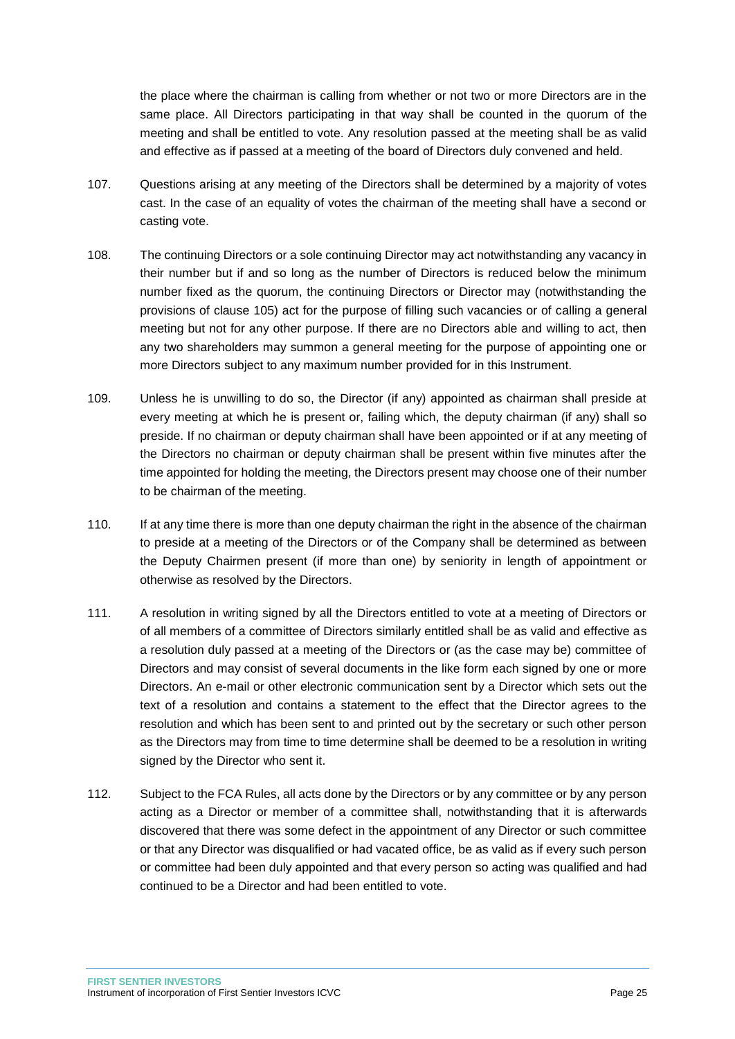the place where the chairman is calling from whether or not two or more Directors are in the same place. All Directors participating in that way shall be counted in the quorum of the meeting and shall be entitled to vote. Any resolution passed at the meeting shall be as valid and effective as if passed at a meeting of the board of Directors duly convened and held.

107. Questions arising at any meeting of the Directors shall be determined by a majority of votes cast. In the case of an equality of votes the chairman of the meeting shall have a second or casting vote.

108. The continuing Directors or a sole continuing Director may act notwithstanding any vacancy in their number but if and so long as the number of Directors is reduced below the minimum number fixed as the quorum, the continuing Directors or Director may (notwithstanding the provisions of clause 105) act for the purpose of filling such vacancies or of calling a general meeting but not for any other purpose. If there are no Directors able and willing to act, then any two shareholders may summon a general meeting for the purpose of appointing one or more Directors subject to any maximum number provided for in this Instrument.

109. Unless he is unwilling to do so, the Director (if any) appointed as chairman shall preside at every meeting at which he is present or, failing which, the deputy chairman (if any) shall so preside. If no chairman or deputy chairman shall have been appointed or if at any meeting of the Directors no chairman or deputy chairman shall be present within five minutes after the time appointed for holding the meeting, the Directors present may choose one of their number to be chairman of the meeting.

110. If at any time there is more than one deputy chairman the right in the absence of the chairman to preside at a meeting of the Directors or of the Company shall be determined as between the Deputy Chairmen present (if more than one) by seniority in length of appointment or otherwise as resolved by the Directors.

111. A resolution in writing signed by all the Directors entitled to vote at a meeting of Directors or of all members of a committee of Directors similarly entitled shall be as valid and effective as a resolution duly passed at a meeting of the Directors or (as the case may be) committee of Directors and may consist of several documents in the like form each signed by one or more Directors. An e-mail or other electronic communication sent by a Director which sets out the text of a resolution and contains a statement to the effect that the Director agrees to the resolution and which has been sent to and printed out by the secretary or such other person as the Directors may from time to time determine shall be deemed to be a resolution in writing signed by the Director who sent it.

112. Subject to the FCA Rules, all acts done by the Directors or by any committee or by any person acting as a Director or member of a committee shall, notwithstanding that it is afterwards discovered that there was some defect in the appointment of any Director or such committee or that any Director was disqualified or had vacated office, be as valid as if every such person or committee had been duly appointed and that every person so acting was qualified and had continued to be a Director and had been entitled to vote.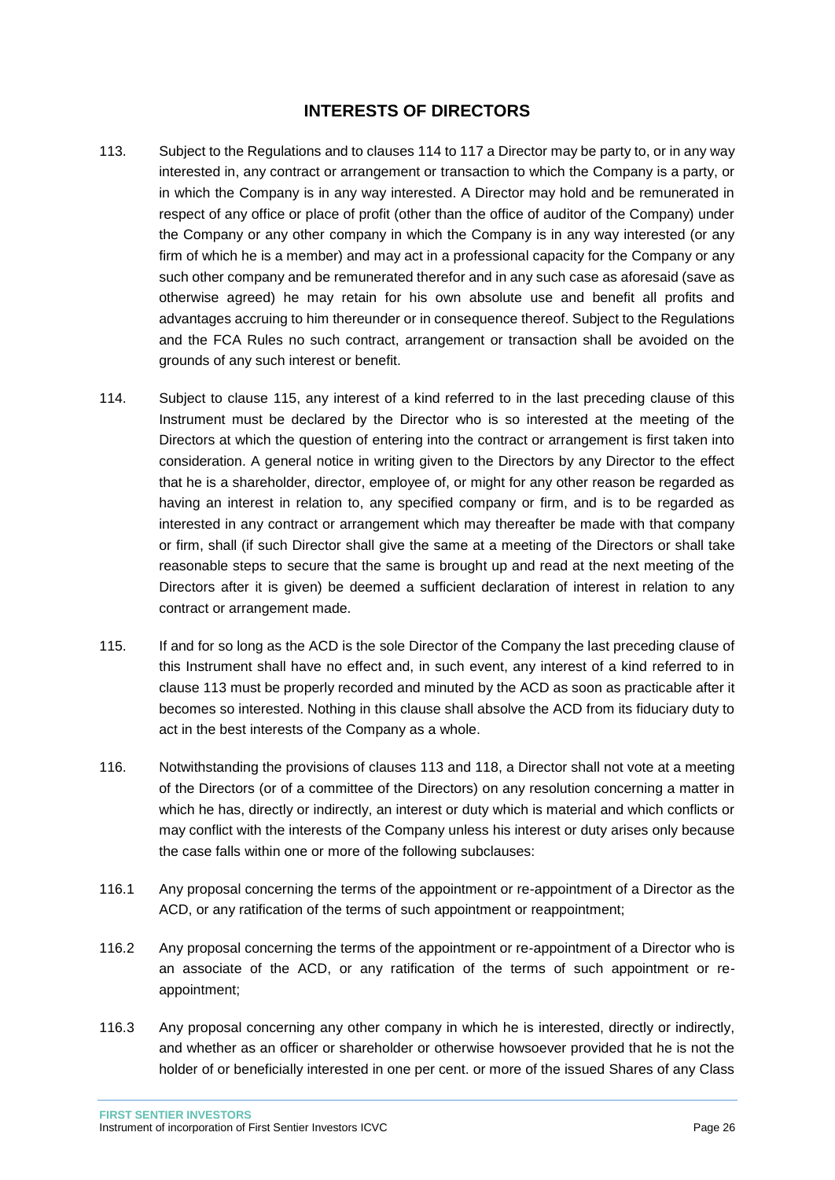## INTERESTS OF DIRECTORS

113. Subject to the Regulations and to clauses 114 to 117 a Director may be party to, or in any way interested in, any contract or arrangement or transaction to which the Company is a party, or in which the Company is in any way interested. A Director may hold and be remunerated in respect of any office or place of profit (other than the office of auditor of the Company) under the Company or any other company in which the Company is in any way interested (or any firm of which he is a member) and may act in a professional capacity for the Company or any such other company and be remunerated therefor and in any such case as aforesaid (save as otherwise agreed) he may retain for his own absolute use and benefit all profits and advantages accruing to him thereunder or in consequence thereof. Subject to the Regulations and the FCA Rules no such contract, arrangement or transaction shall be avoided on the grounds of any such interest or benefit.

114. Subject to clause 115, any interest of a kind referred to in the last preceding clause of this Instrument must be declared by the Director who is so interested at the meeting of the Directors at which the question of entering into the contract or arrangement is first taken into consideration. A general notice in writing given to the Directors by any Director to the effect that he is a shareholder, director, employee of, or might for any other reason be regarded as having an interest in relation to, any specified company or firm, and is to be regarded as interested in any contract or arrangement which may thereafter be made with that company or firm, shall (if such Director shall give the same at a meeting of the Directors or shall take reasonable steps to secure that the same is brought up and read at the next meeting of the Directors after it is given) be deemed a sufficient declaration of interest in relation to any contract or arrangement made.

115. If and for so long as the ACD is the sole Director of the Company the last preceding clause of this Instrument shall have no effect and, in such event, any interest of a kind referred to in clause 113 must be properly recorded and minuted by the ACD as soon as practicable after it becomes so interested. Nothing in this clause shall absolve the ACD from its fiduciary duty to act in the best interests of the Company as a whole.

116. Notwithstanding the provisions of clauses 113 and 118, a Director shall not vote at a meeting of the Directors (or of a committee of the Directors) on any resolution concerning a matter in which he has, directly or indirectly, an interest or duty which is material and which conflicts or may conflict with the interests of the Company unless his interest or duty arises only because the case falls within one or more of the following subclauses:

116.1 Any proposal concerning the terms of the appointment or re-appointment of a Director as the ACD, or any ratification of the terms of such appointment or reappointment;

116.2 Any proposal concerning the terms of the appointment or re-appointment of a Director who is an associate of the ACD, or any ratification of the terms of such appointment or re-appointment;

116.3 Any proposal concerning any other company in which he is interested, directly or indirectly, and whether as an officer or shareholder or otherwise howsoever provided that he is not the holder of or beneficially interested in one per cent. or more of the issued Shares of any Class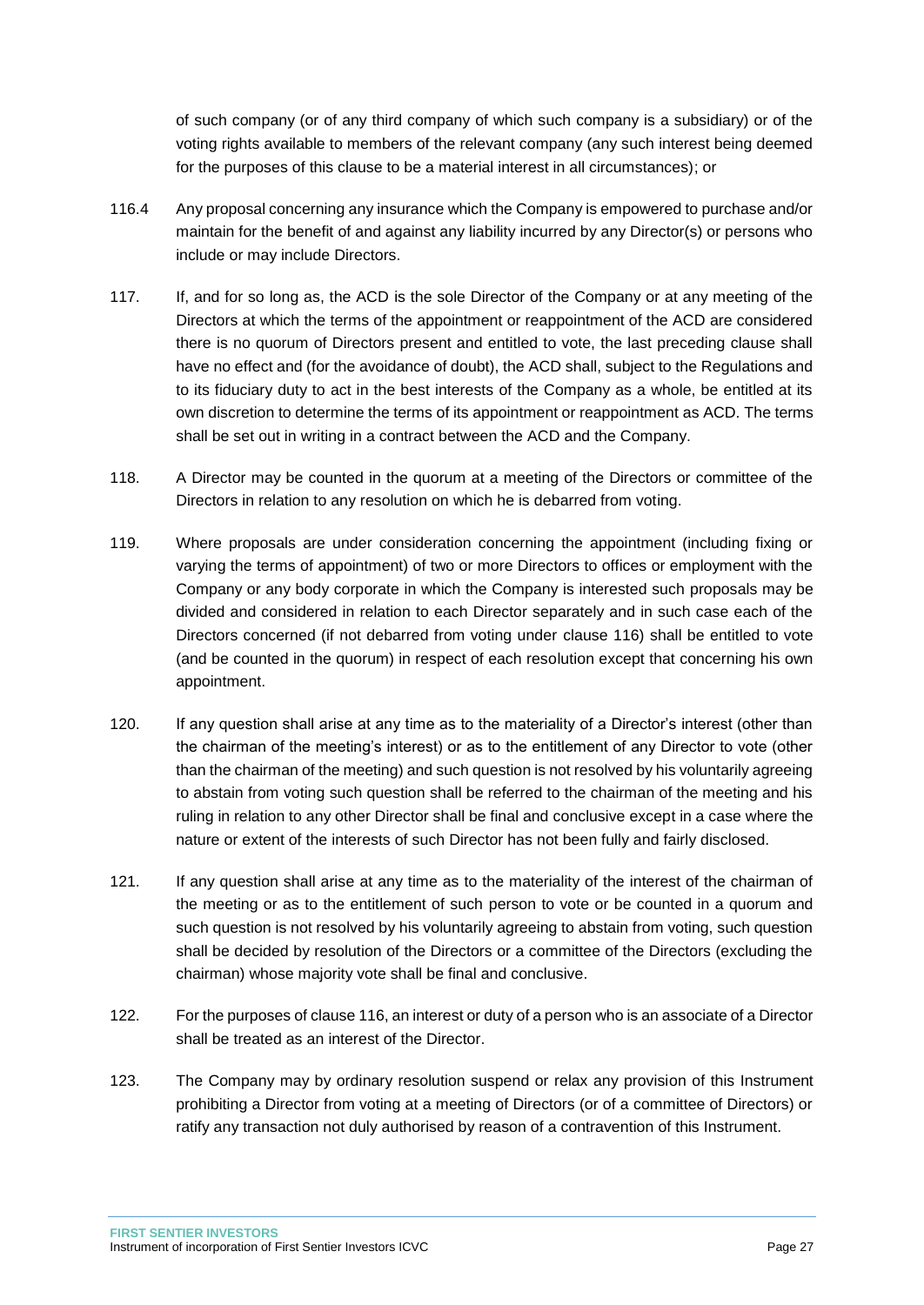of such company (or of any third company of which such company is a subsidiary) or of the voting rights available to members of the relevant company (any such interest being deemed for the purposes of this clause to be a material interest in all circumstances); or

116.4 Any proposal concerning any insurance which the Company is empowered to purchase and/or maintain for the benefit of and against any liability incurred by any Director(s) or persons who include or may include Directors.

117. If, and for so long as, the ACD is the sole Director of the Company or at any meeting of the Directors at which the terms of the appointment or reappointment of the ACD are considered there is no quorum of Directors present and entitled to vote, the last preceding clause shall have no effect and (for the avoidance of doubt), the ACD shall, subject to the Regulations and to its fiduciary duty to act in the best interests of the Company as a whole, be entitled at its own discretion to determine the terms of its appointment or reappointment as ACD. The terms shall be set out in writing in a contract between the ACD and the Company.

118. A Director may be counted in the quorum at a meeting of the Directors or committee of the Directors in relation to any resolution on which he is debarred from voting.

119. Where proposals are under consideration concerning the appointment (including fixing or varying the terms of appointment) of two or more Directors to offices or employment with the Company or any body corporate in which the Company is interested such proposals may be divided and considered in relation to each Director separately and in such case each of the Directors concerned (if not debarred from voting under clause 116) shall be entitled to vote (and be counted in the quorum) in respect of each resolution except that concerning his own appointment.

120. If any question shall arise at any time as to the materiality of a Director's interest (other than the chairman of the meeting's interest) or as to the entitlement of any Director to vote (other than the chairman of the meeting) and such question is not resolved by his voluntarily agreeing to abstain from voting such question shall be referred to the chairman of the meeting and his ruling in relation to any other Director shall be final and conclusive except in a case where the nature or extent of the interests of such Director has not been fully and fairly disclosed.

121. If any question shall arise at any time as to the materiality of the interest of the chairman of the meeting or as to the entitlement of such person to vote or be counted in a quorum and such question is not resolved by his voluntarily agreeing to abstain from voting, such question shall be decided by resolution of the Directors or a committee of the Directors (excluding the chairman) whose majority vote shall be final and conclusive.

122. For the purposes of clause 116, an interest or duty of a person who is an associate of a Director shall be treated as an interest of the Director.

123. The Company may by ordinary resolution suspend or relax any provision of this Instrument prohibiting a Director from voting at a meeting of Directors (or of a committee of Directors) or ratify any transaction not duly authorised by reason of a contravention of this Instrument.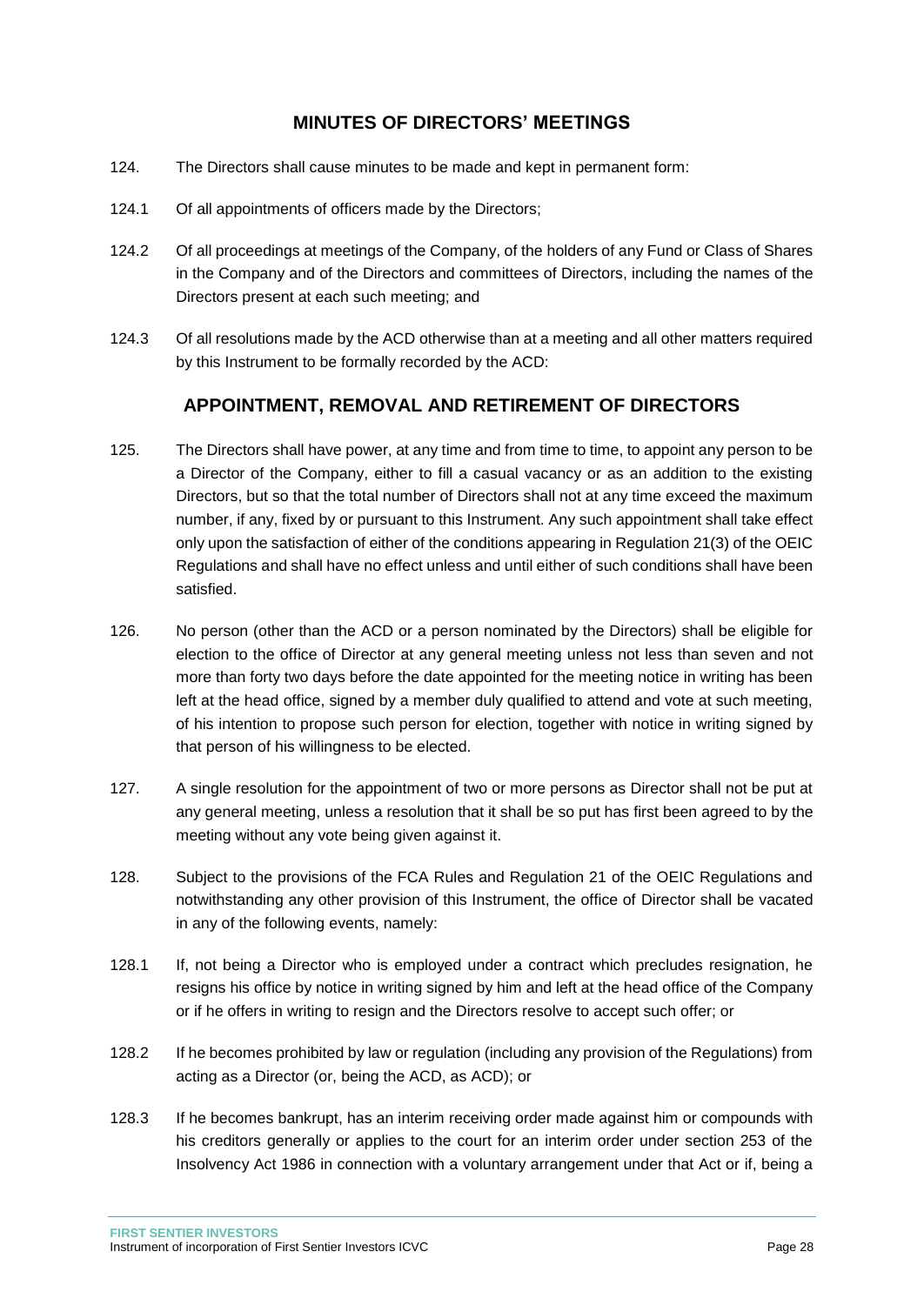## MINUTES OF DIRECTORS' MEETINGS

124. The Directors shall cause minutes to be made and kept in permanent form:

124.1 Of all appointments of officers made by the Directors;

124.2 Of all proceedings at meetings of the Company, of the holders of any Fund or Class of Shares in the Company and of the Directors and committees of Directors, including the names of the Directors present at each such meeting; and

124.3 Of all resolutions made by the ACD otherwise than at a meeting and all other matters required by this Instrument to be formally recorded by the ACD:

## APPOINTMENT, REMOVAL AND RETIREMENT OF DIRECTORS

125. The Directors shall have power, at any time and from time to time, to appoint any person to be a Director of the Company, either to fill a casual vacancy or as an addition to the existing Directors, but so that the total number of Directors shall not at any time exceed the maximum number, if any, fixed by or pursuant to this Instrument. Any such appointment shall take effect only upon the satisfaction of either of the conditions appearing in Regulation 21(3) of the OEIC Regulations and shall have no effect unless and until either of such conditions shall have been satisfied.

126. No person (other than the ACD or a person nominated by the Directors) shall be eligible for election to the office of Director at any general meeting unless not less than seven and not more than forty two days before the date appointed for the meeting notice in writing has been left at the head office, signed by a member duly qualified to attend and vote at such meeting, of his intention to propose such person for election, together with notice in writing signed by that person of his willingness to be elected.

127. A single resolution for the appointment of two or more persons as Director shall not be put at any general meeting, unless a resolution that it shall be so put has first been agreed to by the meeting without any vote being given against it.

128. Subject to the provisions of the FCA Rules and Regulation 21 of the OEIC Regulations and notwithstanding any other provision of this Instrument, the office of Director shall be vacated in any of the following events, namely:

128.1 If, not being a Director who is employed under a contract which precludes resignation, he resigns his office by notice in writing signed by him and left at the head office of the Company or if he offers in writing to resign and the Directors resolve to accept such offer; or

128.2 If he becomes prohibited by law or regulation (including any provision of the Regulations) from acting as a Director (or, being the ACD, as ACD); or

128.3 If he becomes bankrupt, has an interim receiving order made against him or compounds with his creditors generally or applies to the court for an interim order under section 253 of the Insolvency Act 1986 in connection with a voluntary arrangement under that Act or if, being a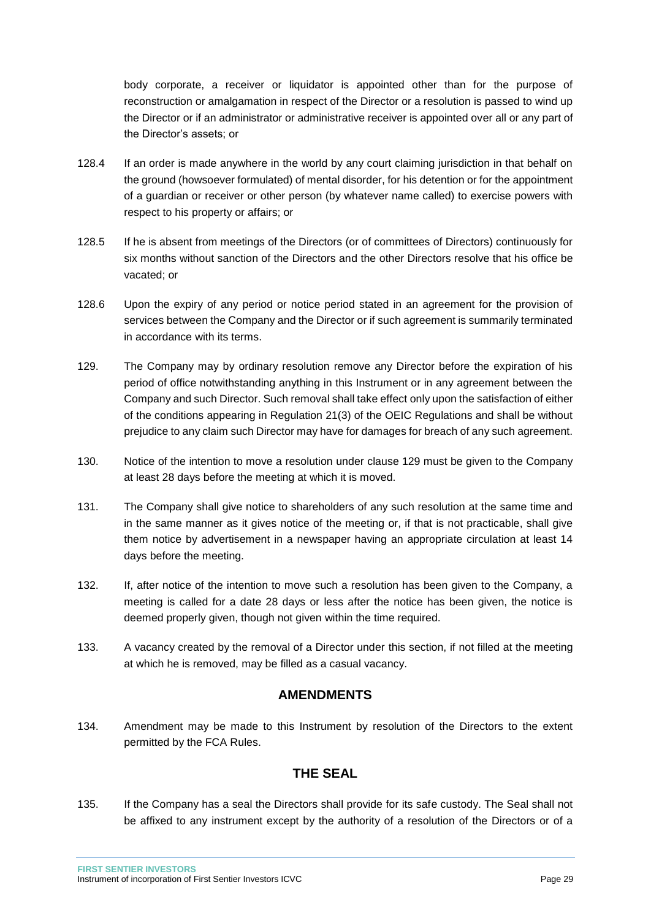body corporate, a receiver or liquidator is appointed other than for the purpose of reconstruction or amalgamation in respect of the Director or a resolution is passed to wind up the Director or if an administrator or administrative receiver is appointed over all or any part of the Director's assets; or

128.4 If an order is made anywhere in the world by any court claiming jurisdiction in that behalf on the ground (howsoever formulated) of mental disorder, for his detention or for the appointment of a guardian or receiver or other person (by whatever name called) to exercise powers with respect to his property or affairs; or

128.5 If he is absent from meetings of the Directors (or of committees of Directors) continuously for six months without sanction of the Directors and the other Directors resolve that his office be vacated; or

128.6 Upon the expiry of any period or notice period stated in an agreement for the provision of services between the Company and the Director or if such agreement is summarily terminated in accordance with its terms.

129. The Company may by ordinary resolution remove any Director before the expiration of his period of office notwithstanding anything in this Instrument or in any agreement between the Company and such Director. Such removal shall take effect only upon the satisfaction of either of the conditions appearing in Regulation 21(3) of the OEIC Regulations and shall be without prejudice to any claim such Director may have for damages for breach of any such agreement.

130. Notice of the intention to move a resolution under clause 129 must be given to the Company at least 28 days before the meeting at which it is moved.

131. The Company shall give notice to shareholders of any such resolution at the same time and in the same manner as it gives notice of the meeting or, if that is not practicable, shall give them notice by advertisement in a newspaper having an appropriate circulation at least 14 days before the meeting.

132. If, after notice of the intention to move such a resolution has been given to the Company, a meeting is called for a date 28 days or less after the notice has been given, the notice is deemed properly given, though not given within the time required.

133. A vacancy created by the removal of a Director under this section, if not filled at the meeting at which he is removed, may be filled as a casual vacancy.

## AMENDMENTS

134. Amendment may be made to this Instrument by resolution of the Directors to the extent permitted by the FCA Rules.

## THE SEAL

135. If the Company has a seal the Directors shall provide for its safe custody. The Seal shall not be affixed to any instrument except by the authority of a resolution of the Directors or of a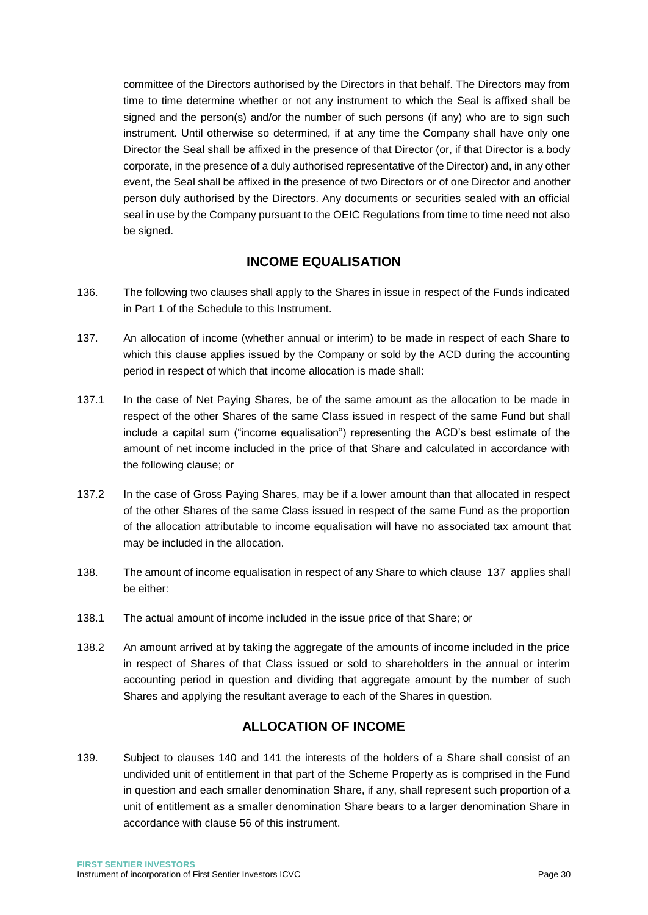committee of the Directors authorised by the Directors in that behalf. The Directors may from time to time determine whether or not any instrument to which the Seal is affixed shall be signed and the person(s) and/or the number of such persons (if any) who are to sign such instrument. Until otherwise so determined, if at any time the Company shall have only one Director the Seal shall be affixed in the presence of that Director (or, if that Director is a body corporate, in the presence of a duly authorised representative of the Director) and, in any other event, the Seal shall be affixed in the presence of two Directors or of one Director and another person duly authorised by the Directors. Any documents or securities sealed with an official seal in use by the Company pursuant to the OEIC Regulations from time to time need not also be signed.

## INCOME EQUALISATION

136. The following two clauses shall apply to the Shares in issue in respect of the Funds indicated in Part 1 of the Schedule to this Instrument.

137. An allocation of income (whether annual or interim) to be made in respect of each Share to which this clause applies issued by the Company or sold by the ACD during the accounting period in respect of which that income allocation is made shall:

137.1 In the case of Net Paying Shares, be of the same amount as the allocation to be made in respect of the other Shares of the same Class issued in respect of the same Fund but shall include a capital sum ("income equalisation") representing the ACD's best estimate of the amount of net income included in the price of that Share and calculated in accordance with the following clause; or

137.2 In the case of Gross Paying Shares, may be if a lower amount than that allocated in respect of the other Shares of the same Class issued in respect of the same Fund as the proportion of the allocation attributable to income equalisation will have no associated tax amount that may be included in the allocation.

138. The amount of income equalisation in respect of any Share to which clause 137 applies shall be either:

138.1 The actual amount of income included in the issue price of that Share; or

138.2 An amount arrived at by taking the aggregate of the amounts of income included in the price in respect of Shares of that Class issued or sold to shareholders in the annual or interim accounting period in question and dividing that aggregate amount by the number of such Shares and applying the resultant average to each of the Shares in question.

## ALLOCATION OF INCOME

139. Subject to clauses 140 and 141 the interests of the holders of a Share shall consist of an undivided unit of entitlement in that part of the Scheme Property as is comprised in the Fund in question and each smaller denomination Share, if any, shall represent such proportion of a unit of entitlement as a smaller denomination Share bears to a larger denomination Share in accordance with clause 56 of this instrument.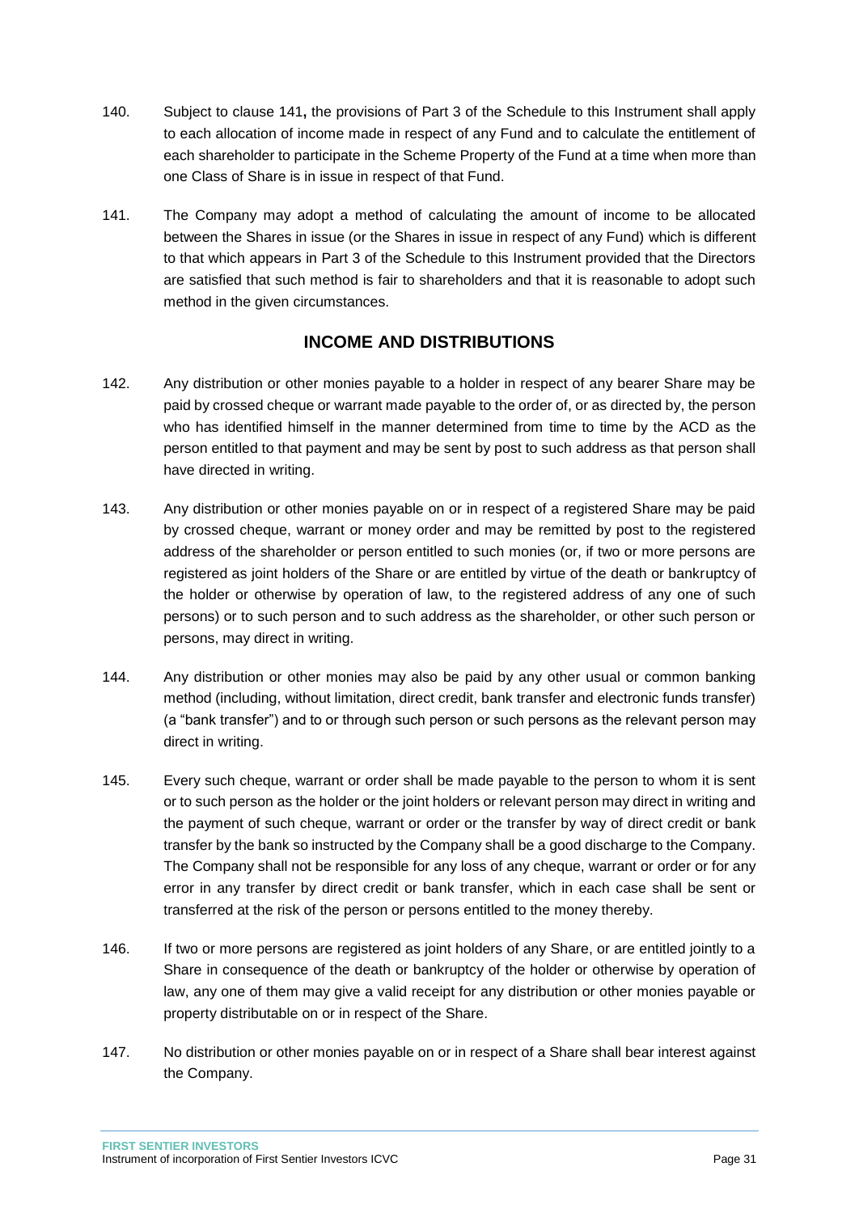140. Subject to clause 141**,** the provisions of Part 3 of the Schedule to this Instrument shall apply to each allocation of income made in respect of any Fund and to calculate the entitlement of each shareholder to participate in the Scheme Property of the Fund at a time when more than one Class of Share is in issue in respect of that Fund.

141. The Company may adopt a method of calculating the amount of income to be allocated between the Shares in issue (or the Shares in issue in respect of any Fund) which is different to that which appears in Part 3 of the Schedule to this Instrument provided that the Directors are satisfied that such method is fair to shareholders and that it is reasonable to adopt such method in the given circumstances.

## INCOME AND DISTRIBUTIONS

142. Any distribution or other monies payable to a holder in respect of any bearer Share may be paid by crossed cheque or warrant made payable to the order of, or as directed by, the person who has identified himself in the manner determined from time to time by the ACD as the person entitled to that payment and may be sent by post to such address as that person shall have directed in writing.

143. Any distribution or other monies payable on or in respect of a registered Share may be paid by crossed cheque, warrant or money order and may be remitted by post to the registered address of the shareholder or person entitled to such monies (or, if two or more persons are registered as joint holders of the Share or are entitled by virtue of the death or bankruptcy of the holder or otherwise by operation of law, to the registered address of any one of such persons) or to such person and to such address as the shareholder, or other such person or persons, may direct in writing.

144. Any distribution or other monies may also be paid by any other usual or common banking method (including, without limitation, direct credit, bank transfer and electronic funds transfer) (a "bank transfer") and to or through such person or such persons as the relevant person may direct in writing.

145. Every such cheque, warrant or order shall be made payable to the person to whom it is sent or to such person as the holder or the joint holders or relevant person may direct in writing and the payment of such cheque, warrant or order or the transfer by way of direct credit or bank transfer by the bank so instructed by the Company shall be a good discharge to the Company. The Company shall not be responsible for any loss of any cheque, warrant or order or for any error in any transfer by direct credit or bank transfer, which in each case shall be sent or transferred at the risk of the person or persons entitled to the money thereby.

146. If two or more persons are registered as joint holders of any Share, or are entitled jointly to a Share in consequence of the death or bankruptcy of the holder or otherwise by operation of law, any one of them may give a valid receipt for any distribution or other monies payable or property distributable on or in respect of the Share.

147. No distribution or other monies payable on or in respect of a Share shall bear interest against the Company.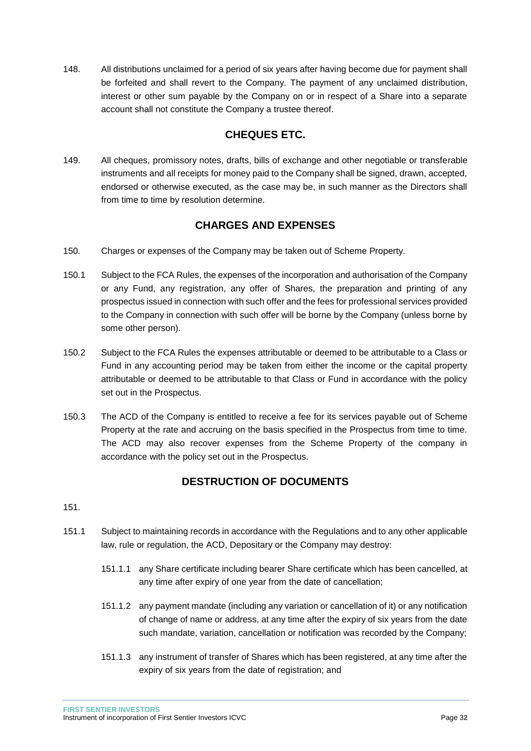148. All distributions unclaimed for a period of six years after having become due for payment shall be forfeited and shall revert to the Company. The payment of any unclaimed distribution, interest or other sum payable by the Company on or in respect of a Share into a separate account shall not constitute the Company a trustee thereof.

## CHEQUES ETC.

149. All cheques, promissory notes, drafts, bills of exchange and other negotiable or transferable instruments and all receipts for money paid to the Company shall be signed, drawn, accepted, endorsed or otherwise executed, as the case may be, in such manner as the Directors shall from time to time by resolution determine.

## CHARGES AND EXPENSES

150. Charges or expenses of the Company may be taken out of Scheme Property.

150.1 Subject to the FCA Rules, the expenses of the incorporation and authorisation of the Company or any Fund, any registration, any offer of Shares, the preparation and printing of any prospectus issued in connection with such offer and the fees for professional services provided to the Company in connection with such offer will be borne by the Company (unless borne by some other person).

150.2 Subject to the FCA Rules the expenses attributable or deemed to be attributable to a Class or Fund in any accounting period may be taken from either the income or the capital property attributable or deemed to be attributable to that Class or Fund in accordance with the policy set out in the Prospectus.

150.3 The ACD of the Company is entitled to receive a fee for its services payable out of Scheme Property at the rate and accruing on the basis specified in the Prospectus from time to time. The ACD may also recover expenses from the Scheme Property of the company in accordance with the policy set out in the Prospectus.

## DESTRUCTION OF DOCUMENTS

151.

151.1 Subject to maintaining records in accordance with the Regulations and to any other applicable law, rule or regulation, the ACD, Depositary or the Company may destroy:

151.1.1 any Share certificate including bearer Share certificate which has been cancelled, at any time after expiry of one year from the date of cancellation;

151.1.2 any payment mandate (including any variation or cancellation of it) or any notification of change of name or address, at any time after the expiry of six years from the date such mandate, variation, cancellation or notification was recorded by the Company;

151.1.3 any instrument of transfer of Shares which has been registered, at any time after the expiry of six years from the date of registration; and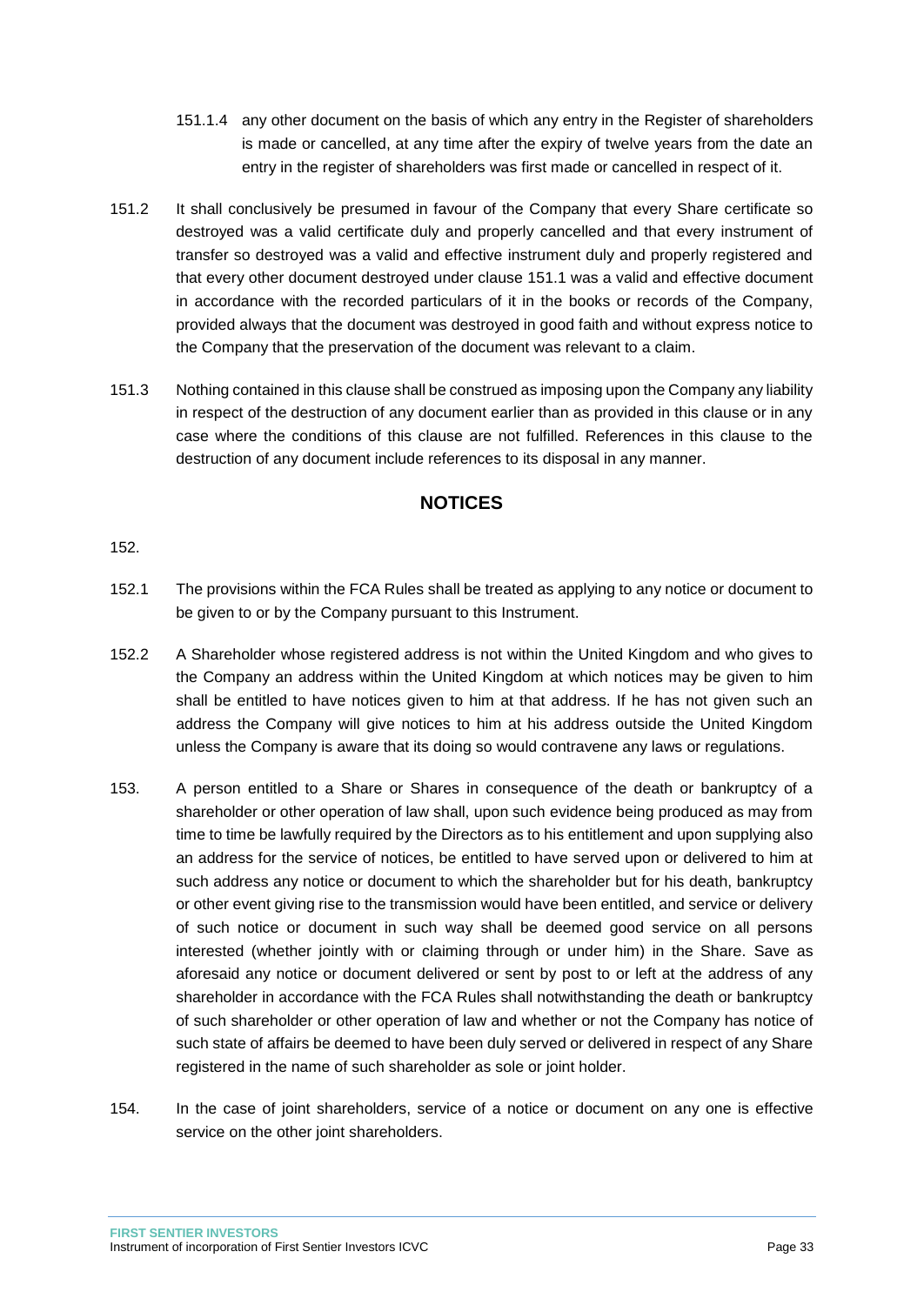151.1.4 any other document on the basis of which any entry in the Register of shareholders is made or cancelled, at any time after the expiry of twelve years from the date an entry in the register of shareholders was first made or cancelled in respect of it.

151.2 It shall conclusively be presumed in favour of the Company that every Share certificate so destroyed was a valid certificate duly and properly cancelled and that every instrument of transfer so destroyed was a valid and effective instrument duly and properly registered and that every other document destroyed under clause 151.1 was a valid and effective document in accordance with the recorded particulars of it in the books or records of the Company, provided always that the document was destroyed in good faith and without express notice to the Company that the preservation of the document was relevant to a claim.

151.3 Nothing contained in this clause shall be construed as imposing upon the Company any liability in respect of the destruction of any document earlier than as provided in this clause or in any case where the conditions of this clause are not fulfilled. References in this clause to the destruction of any document include references to its disposal in any manner.

## NOTICES

152.

152.1 The provisions within the FCA Rules shall be treated as applying to any notice or document to be given to or by the Company pursuant to this Instrument.

152.2 A Shareholder whose registered address is not within the United Kingdom and who gives to the Company an address within the United Kingdom at which notices may be given to him shall be entitled to have notices given to him at that address. If he has not given such an address the Company will give notices to him at his address outside the United Kingdom unless the Company is aware that its doing so would contravene any laws or regulations.

153. A person entitled to a Share or Shares in consequence of the death or bankruptcy of a shareholder or other operation of law shall, upon such evidence being produced as may from time to time be lawfully required by the Directors as to his entitlement and upon supplying also an address for the service of notices, be entitled to have served upon or delivered to him at such address any notice or document to which the shareholder but for his death, bankruptcy or other event giving rise to the transmission would have been entitled, and service or delivery of such notice or document in such way shall be deemed good service on all persons interested (whether jointly with or claiming through or under him) in the Share. Save as aforesaid any notice or document delivered or sent by post to or left at the address of any shareholder in accordance with the FCA Rules shall notwithstanding the death or bankruptcy of such shareholder or other operation of law and whether or not the Company has notice of such state of affairs be deemed to have been duly served or delivered in respect of any Share registered in the name of such shareholder as sole or joint holder.

154. In the case of joint shareholders, service of a notice or document on any one is effective service on the other joint shareholders.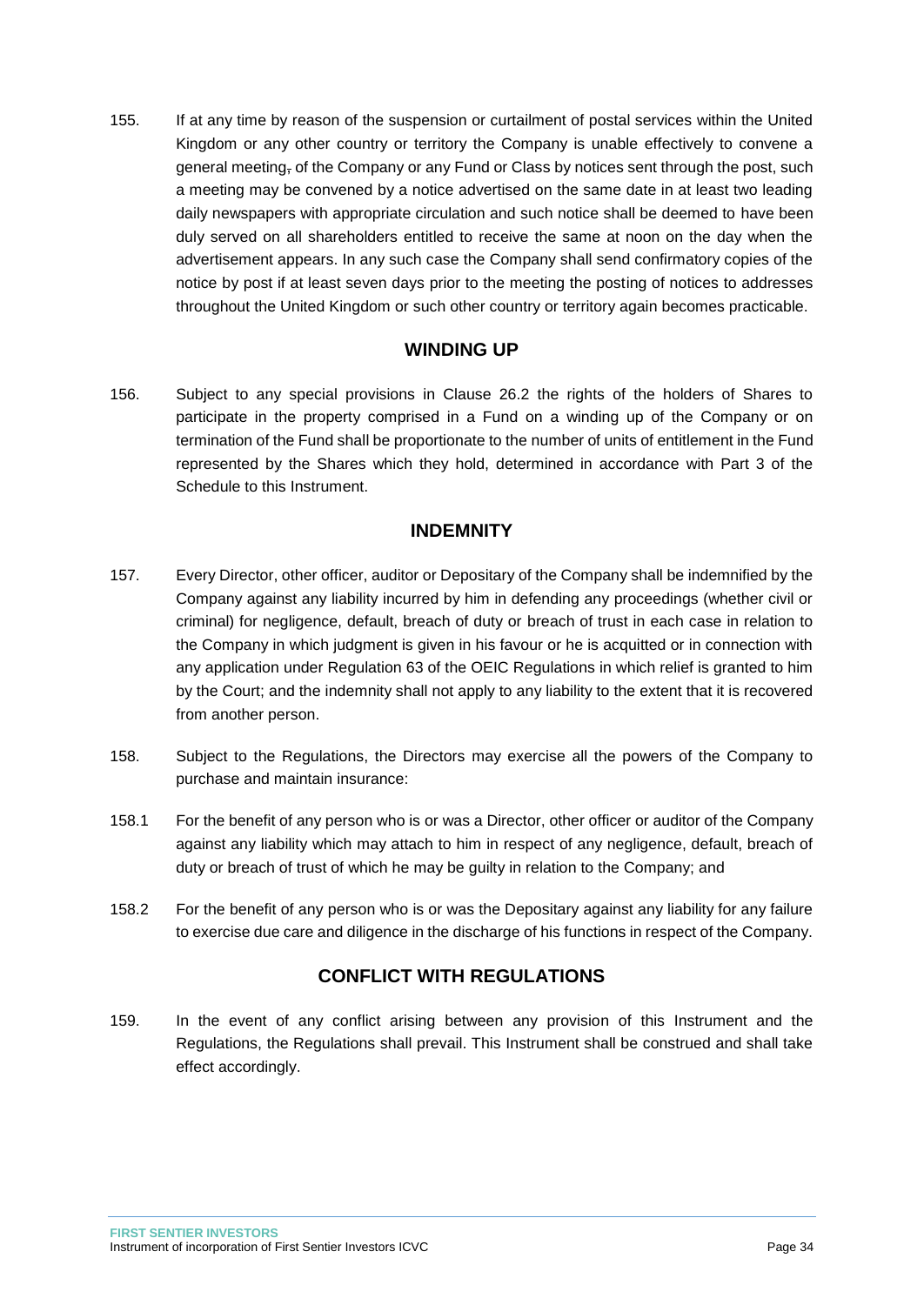155. If at any time by reason of the suspension or curtailment of postal services within the United Kingdom or any other country or territory the Company is unable effectively to convene a general meeting, of the Company or any Fund or Class by notices sent through the post, such a meeting may be convened by a notice advertised on the same date in at least two leading daily newspapers with appropriate circulation and such notice shall be deemed to have been duly served on all shareholders entitled to receive the same at noon on the day when the advertisement appears. In any such case the Company shall send confirmatory copies of the notice by post if at least seven days prior to the meeting the posting of notices to addresses throughout the United Kingdom or such other country or territory again becomes practicable.

## WINDING UP

156. Subject to any special provisions in Clause 26.2 the rights of the holders of Shares to participate in the property comprised in a Fund on a winding up of the Company or on termination of the Fund shall be proportionate to the number of units of entitlement in the Fund represented by the Shares which they hold, determined in accordance with Part 3 of the Schedule to this Instrument.

## INDEMNITY

157. Every Director, other officer, auditor or Depositary of the Company shall be indemnified by the Company against any liability incurred by him in defending any proceedings (whether civil or criminal) for negligence, default, breach of duty or breach of trust in each case in relation to the Company in which judgment is given in his favour or he is acquitted or in connection with any application under Regulation 63 of the OEIC Regulations in which relief is granted to him by the Court; and the indemnity shall not apply to any liability to the extent that it is recovered from another person.

158. Subject to the Regulations, the Directors may exercise all the powers of the Company to purchase and maintain insurance:

158.1 For the benefit of any person who is or was a Director, other officer or auditor of the Company against any liability which may attach to him in respect of any negligence, default, breach of duty or breach of trust of which he may be guilty in relation to the Company; and

158.2 For the benefit of any person who is or was the Depositary against any liability for any failure to exercise due care and diligence in the discharge of his functions in respect of the Company.

## CONFLICT WITH REGULATIONS

159. In the event of any conflict arising between any provision of this Instrument and the Regulations, the Regulations shall prevail. This Instrument shall be construed and shall take effect accordingly.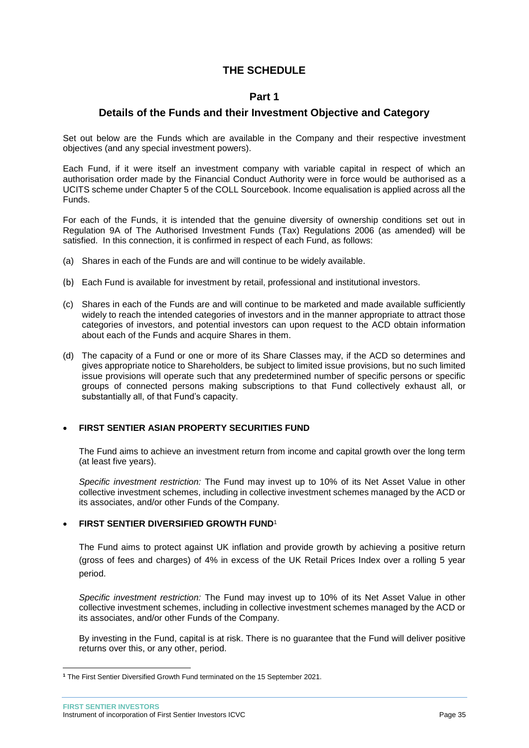# THE SCHEDULE

## Part 1

## Details of the Funds and their Investment Objective and Category

Set out below are the Funds which are available in the Company and their respective investment objectives (and any special investment powers).

Each Fund, if it were itself an investment company with variable capital in respect of which an authorisation order made by the Financial Conduct Authority were in force would be authorised as a UCITS scheme under Chapter 5 of the COLL Sourcebook. Income equalisation is applied across all the Funds.

For each of the Funds, it is intended that the genuine diversity of ownership conditions set out in Regulation 9A of The Authorised Investment Funds (Tax) Regulations 2006 (as amended) will be satisfied. In this connection, it is confirmed in respect of each Fund, as follows:

(a) Shares in each of the Funds are and will continue to be widely available.

(b) Each Fund is available for investment by retail, professional and institutional investors.

(c) Shares in each of the Funds are and will continue to be marketed and made available sufficiently widely to reach the intended categories of investors and in the manner appropriate to attract those categories of investors, and potential investors can upon request to the ACD obtain information about each of the Funds and acquire Shares in them.

(d) The capacity of a Fund or one or more of its Share Classes may, if the ACD so determines and gives appropriate notice to Shareholders, be subject to limited issue provisions, but no such limited issue provisions will operate such that any predetermined number of specific persons or specific groups of connected persons making subscriptions to that Fund collectively exhaust all, or substantially all, of that Fund's capacity.

- **FIRST SENTIER ASIAN PROPERTY SECURITIES FUND**

  The Fund aims to achieve an investment return from income and capital growth over the long term (at least five years).

  *Specific investment restriction:* The Fund may invest up to 10% of its Net Asset Value in other collective investment schemes, including in collective investment schemes managed by the ACD or its associates, and/or other Funds of the Company.

- **FIRST SENTIER DIVERSIFIED GROWTH FUND**[1]

  The Fund aims to protect against UK inflation and provide growth by achieving a positive return (gross of fees and charges) of 4% in excess of the UK Retail Prices Index over a rolling 5 year period.

  *Specific investment restriction:* The Fund may invest up to 10% of its Net Asset Value in other collective investment schemes, including in collective investment schemes managed by the ACD or its associates, and/or other Funds of the Company.

  By investing in the Fund, capital is at risk. There is no guarantee that the Fund will deliver positive returns over this, or any other, period.

[1] The First Sentier Diversified Growth Fund terminated on the 15 September 2021.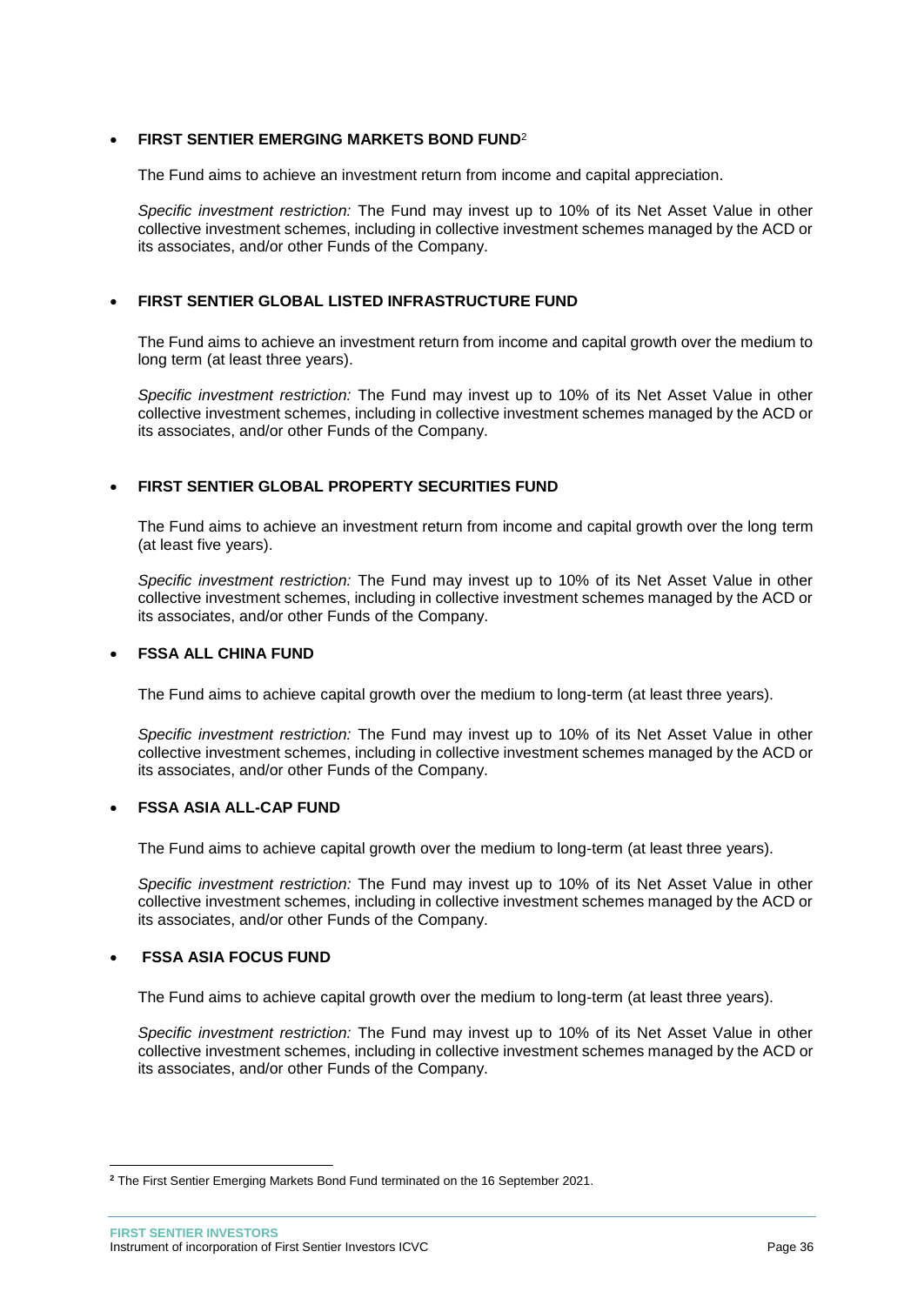- **FIRST SENTIER EMERGING MARKETS BOND FUND**[2]

  The Fund aims to achieve an investment return from income and capital appreciation.

  *Specific investment restriction:* The Fund may invest up to 10% of its Net Asset Value in other collective investment schemes, including in collective investment schemes managed by the ACD or its associates, and/or other Funds of the Company.

- **FIRST SENTIER GLOBAL LISTED INFRASTRUCTURE FUND**

  The Fund aims to achieve an investment return from income and capital growth over the medium to long term (at least three years).

  *Specific investment restriction:* The Fund may invest up to 10% of its Net Asset Value in other collective investment schemes, including in collective investment schemes managed by the ACD or its associates, and/or other Funds of the Company.

- **FIRST SENTIER GLOBAL PROPERTY SECURITIES FUND**

  The Fund aims to achieve an investment return from income and capital growth over the long term (at least five years).

  *Specific investment restriction:* The Fund may invest up to 10% of its Net Asset Value in other collective investment schemes, including in collective investment schemes managed by the ACD or its associates, and/or other Funds of the Company.

- **FSSA ALL CHINA FUND**

  The Fund aims to achieve capital growth over the medium to long-term (at least three years).

  *Specific investment restriction:* The Fund may invest up to 10% of its Net Asset Value in other collective investment schemes, including in collective investment schemes managed by the ACD or its associates, and/or other Funds of the Company.

- **FSSA ASIA ALL-CAP FUND**

  The Fund aims to achieve capital growth over the medium to long-term (at least three years).

  *Specific investment restriction:* The Fund may invest up to 10% of its Net Asset Value in other collective investment schemes, including in collective investment schemes managed by the ACD or its associates, and/or other Funds of the Company.

- **FSSA ASIA FOCUS FUND**

  The Fund aims to achieve capital growth over the medium to long-term (at least three years).

  *Specific investment restriction:* The Fund may invest up to 10% of its Net Asset Value in other collective investment schemes, including in collective investment schemes managed by the ACD or its associates, and/or other Funds of the Company.

---

[2] The First Sentier Emerging Markets Bond Fund terminated on the 16 September 2021.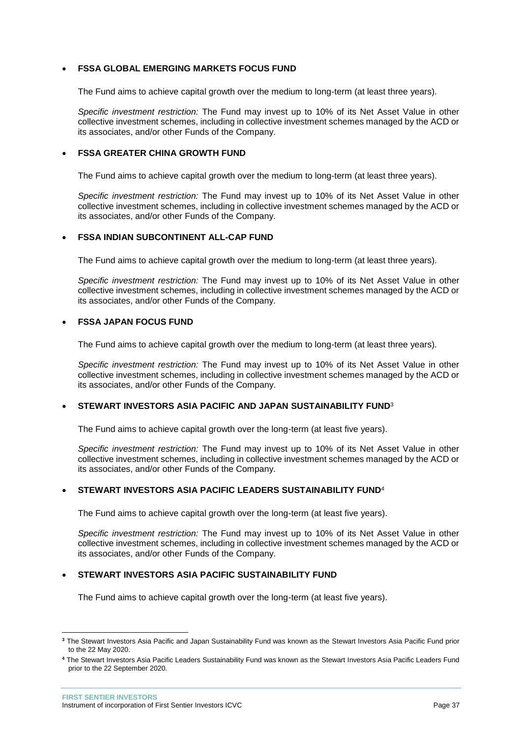- **FSSA GLOBAL EMERGING MARKETS FOCUS FUND**

  The Fund aims to achieve capital growth over the medium to long-term (at least three years).

  *Specific investment restriction:* The Fund may invest up to 10% of its Net Asset Value in other collective investment schemes, including in collective investment schemes managed by the ACD or its associates, and/or other Funds of the Company.

- **FSSA GREATER CHINA GROWTH FUND**

  The Fund aims to achieve capital growth over the medium to long-term (at least three years).

  *Specific investment restriction:* The Fund may invest up to 10% of its Net Asset Value in other collective investment schemes, including in collective investment schemes managed by the ACD or its associates, and/or other Funds of the Company.

- **FSSA INDIAN SUBCONTINENT ALL-CAP FUND**

  The Fund aims to achieve capital growth over the medium to long-term (at least three years).

  *Specific investment restriction:* The Fund may invest up to 10% of its Net Asset Value in other collective investment schemes, including in collective investment schemes managed by the ACD or its associates, and/or other Funds of the Company.

- **FSSA JAPAN FOCUS FUND**

  The Fund aims to achieve capital growth over the medium to long-term (at least three years).

  *Specific investment restriction:* The Fund may invest up to 10% of its Net Asset Value in other collective investment schemes, including in collective investment schemes managed by the ACD or its associates, and/or other Funds of the Company.

- **STEWART INVESTORS ASIA PACIFIC AND JAPAN SUSTAINABILITY FUND**[3]

  The Fund aims to achieve capital growth over the long-term (at least five years).

  *Specific investment restriction:* The Fund may invest up to 10% of its Net Asset Value in other collective investment schemes, including in collective investment schemes managed by the ACD or its associates, and/or other Funds of the Company.

- **STEWART INVESTORS ASIA PACIFIC LEADERS SUSTAINABILITY FUND**[4]

  The Fund aims to achieve capital growth over the long-term (at least five years).

  *Specific investment restriction:* The Fund may invest up to 10% of its Net Asset Value in other collective investment schemes, including in collective investment schemes managed by the ACD or its associates, and/or other Funds of the Company.

- **STEWART INVESTORS ASIA PACIFIC SUSTAINABILITY FUND**

  The Fund aims to achieve capital growth over the long-term (at least five years).

---

[3] The Stewart Investors Asia Pacific and Japan Sustainability Fund was known as the Stewart Investors Asia Pacific Fund prior to the 22 May 2020.

[4] The Stewart Investors Asia Pacific Leaders Sustainability Fund was known as the Stewart Investors Asia Pacific Leaders Fund prior to the 22 September 2020.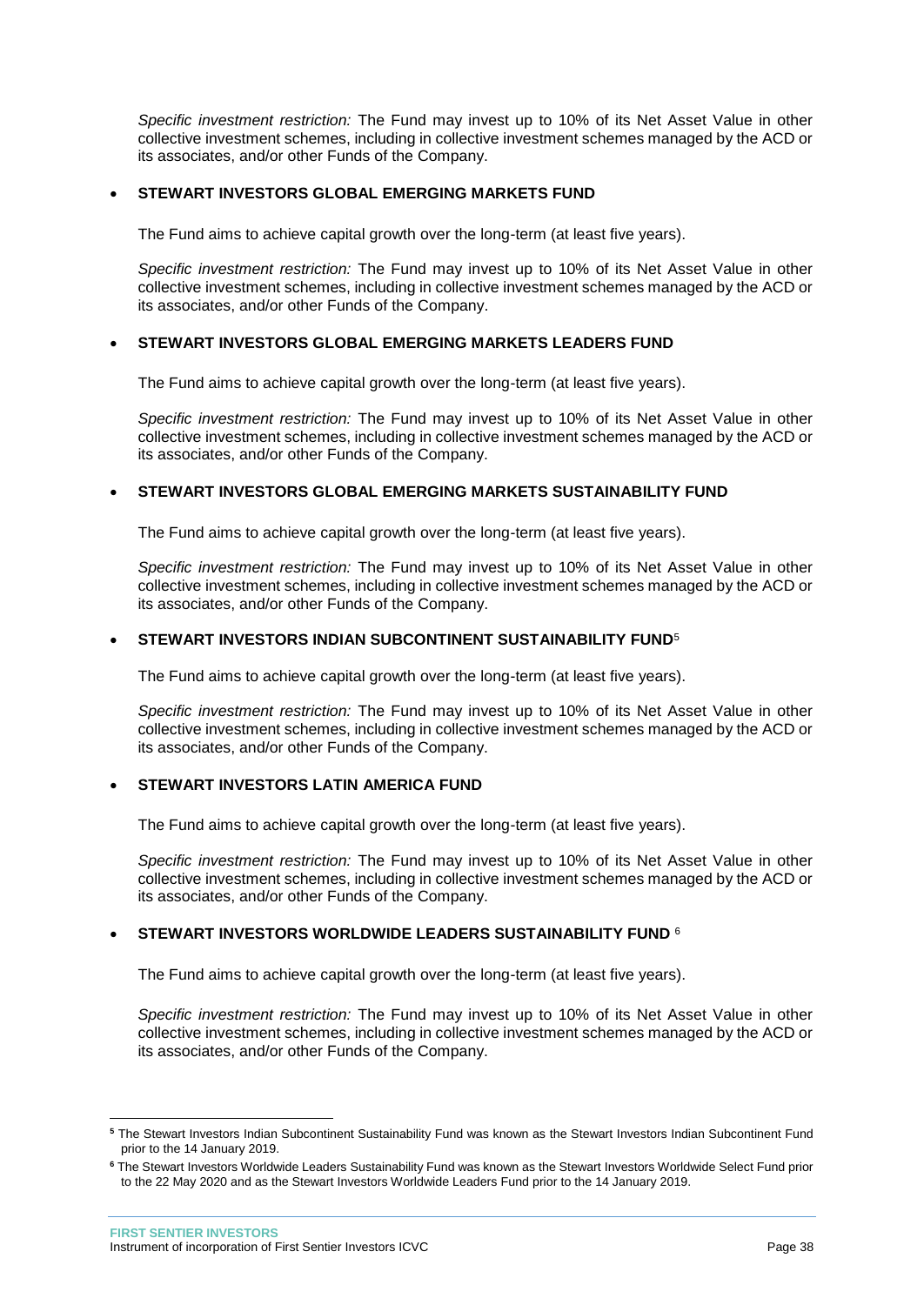*Specific investment restriction:* The Fund may invest up to 10% of its Net Asset Value in other collective investment schemes, including in collective investment schemes managed by the ACD or its associates, and/or other Funds of the Company.

- **STEWART INVESTORS GLOBAL EMERGING MARKETS FUND**

  The Fund aims to achieve capital growth over the long-term (at least five years).

  *Specific investment restriction:* The Fund may invest up to 10% of its Net Asset Value in other collective investment schemes, including in collective investment schemes managed by the ACD or its associates, and/or other Funds of the Company.

- **STEWART INVESTORS GLOBAL EMERGING MARKETS LEADERS FUND**

  The Fund aims to achieve capital growth over the long-term (at least five years).

  *Specific investment restriction:* The Fund may invest up to 10% of its Net Asset Value in other collective investment schemes, including in collective investment schemes managed by the ACD or its associates, and/or other Funds of the Company.

- **STEWART INVESTORS GLOBAL EMERGING MARKETS SUSTAINABILITY FUND**

  The Fund aims to achieve capital growth over the long-term (at least five years).

  *Specific investment restriction:* The Fund may invest up to 10% of its Net Asset Value in other collective investment schemes, including in collective investment schemes managed by the ACD or its associates, and/or other Funds of the Company.

- **STEWART INVESTORS INDIAN SUBCONTINENT SUSTAINABILITY FUND**[5]

  The Fund aims to achieve capital growth over the long-term (at least five years).

  *Specific investment restriction:* The Fund may invest up to 10% of its Net Asset Value in other collective investment schemes, including in collective investment schemes managed by the ACD or its associates, and/or other Funds of the Company.

- **STEWART INVESTORS LATIN AMERICA FUND**

  The Fund aims to achieve capital growth over the long-term (at least five years).

  *Specific investment restriction:* The Fund may invest up to 10% of its Net Asset Value in other collective investment schemes, including in collective investment schemes managed by the ACD or its associates, and/or other Funds of the Company.

- **STEWART INVESTORS WORLDWIDE LEADERS SUSTAINABILITY FUND** [6]

  The Fund aims to achieve capital growth over the long-term (at least five years).

  *Specific investment restriction:* The Fund may invest up to 10% of its Net Asset Value in other collective investment schemes, including in collective investment schemes managed by the ACD or its associates, and/or other Funds of the Company.

---

[5] The Stewart Investors Indian Subcontinent Sustainability Fund was known as the Stewart Investors Indian Subcontinent Fund prior to the 14 January 2019.

[6] The Stewart Investors Worldwide Leaders Sustainability Fund was known as the Stewart Investors Worldwide Select Fund prior to the 22 May 2020 and as the Stewart Investors Worldwide Leaders Fund prior to the 14 January 2019.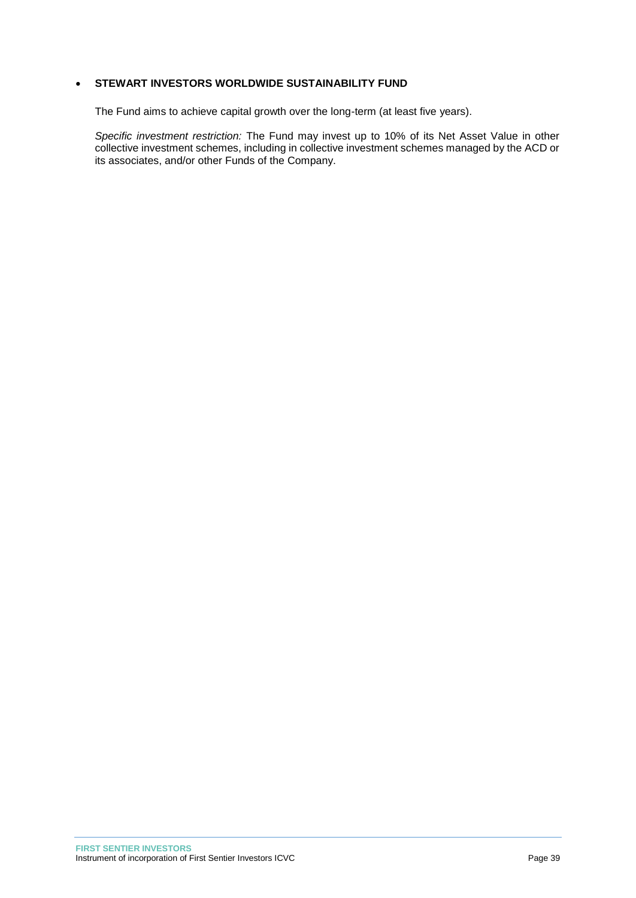- **STEWART INVESTORS WORLDWIDE SUSTAINABILITY FUND**

  The Fund aims to achieve capital growth over the long-term (at least five years).

  *Specific investment restriction:* The Fund may invest up to 10% of its Net Asset Value in other collective investment schemes, including in collective investment schemes managed by the ACD or its associates, and/or other Funds of the Company.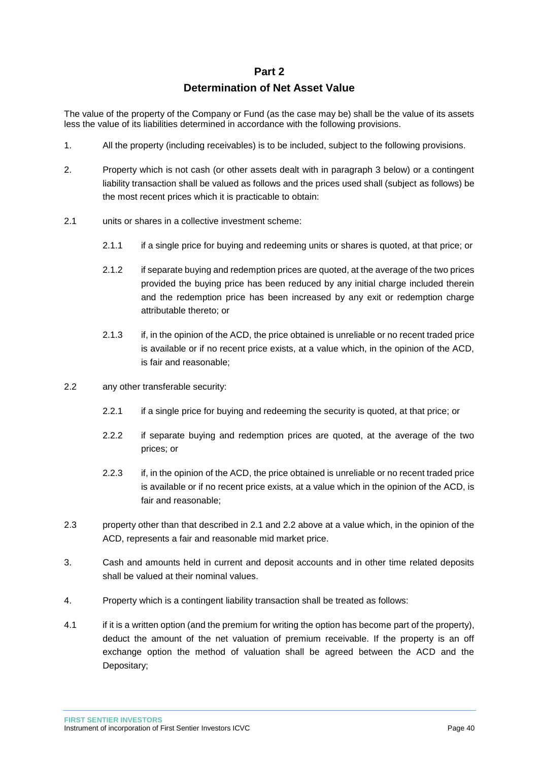## Part 2

## Determination of Net Asset Value

The value of the property of the Company or Fund (as the case may be) shall be the value of its assets less the value of its liabilities determined in accordance with the following provisions.

1. All the property (including receivables) is to be included, subject to the following provisions.

2. Property which is not cash (or other assets dealt with in paragraph 3 below) or a contingent liability transaction shall be valued as follows and the prices used shall (subject as follows) be the most recent prices which it is practicable to obtain:

2.1 units or shares in a collective investment scheme:

    2.1.1 if a single price for buying and redeeming units or shares is quoted, at that price; or

    2.1.2 if separate buying and redemption prices are quoted, at the average of the two prices provided the buying price has been reduced by any initial charge included therein and the redemption price has been increased by any exit or redemption charge attributable thereto; or

    2.1.3 if, in the opinion of the ACD, the price obtained is unreliable or no recent traded price is available or if no recent price exists, at a value which, in the opinion of the ACD, is fair and reasonable;

2.2 any other transferable security:

    2.2.1 if a single price for buying and redeeming the security is quoted, at that price; or

    2.2.2 if separate buying and redemption prices are quoted, at the average of the two prices; or

    2.2.3 if, in the opinion of the ACD, the price obtained is unreliable or no recent traded price is available or if no recent price exists, at a value which in the opinion of the ACD, is fair and reasonable;

2.3 property other than that described in 2.1 and 2.2 above at a value which, in the opinion of the ACD, represents a fair and reasonable mid market price.

3. Cash and amounts held in current and deposit accounts and in other time related deposits shall be valued at their nominal values.

4. Property which is a contingent liability transaction shall be treated as follows:

4.1 if it is a written option (and the premium for writing the option has become part of the property), deduct the amount of the net valuation of premium receivable. If the property is an off exchange option the method of valuation shall be agreed between the ACD and the Depositary;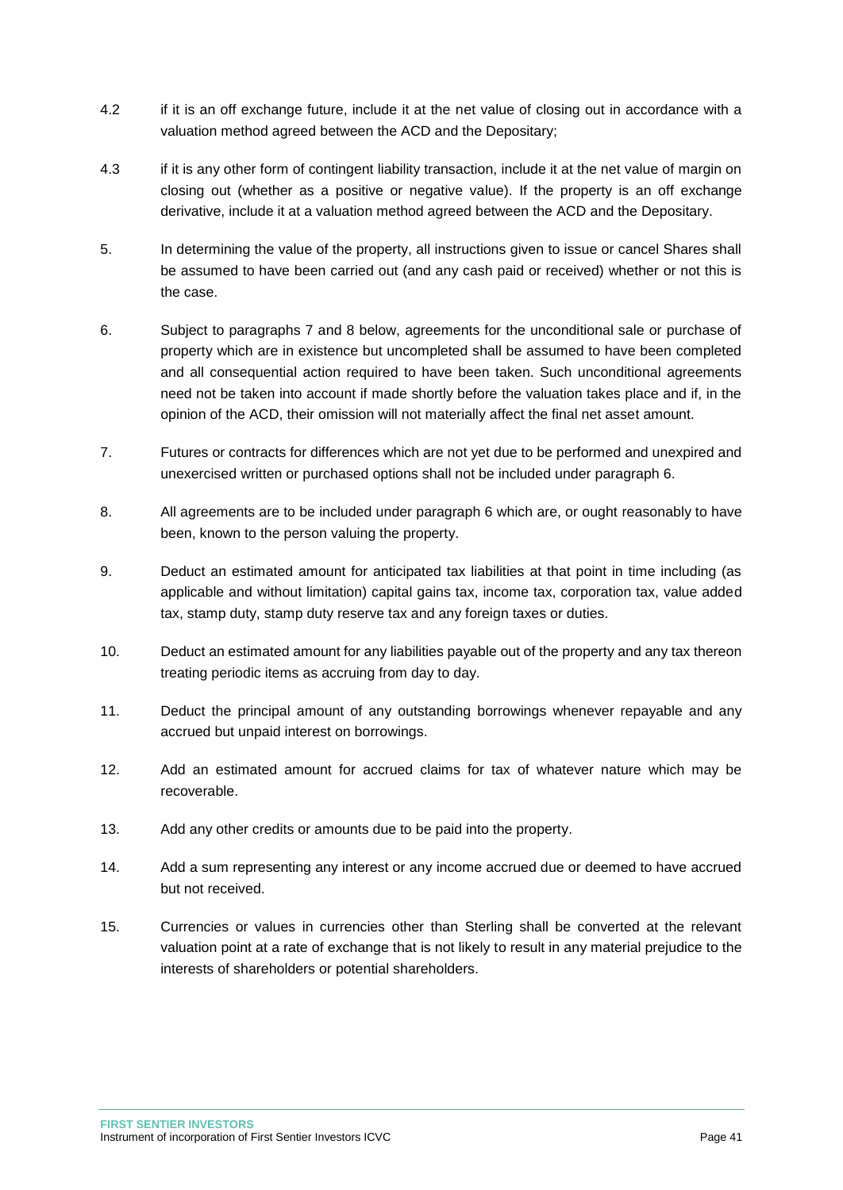4.2 if it is an off exchange future, include it at the net value of closing out in accordance with a valuation method agreed between the ACD and the Depositary;

4.3 if it is any other form of contingent liability transaction, include it at the net value of margin on closing out (whether as a positive or negative value). If the property is an off exchange derivative, include it at a valuation method agreed between the ACD and the Depositary.

5. In determining the value of the property, all instructions given to issue or cancel Shares shall be assumed to have been carried out (and any cash paid or received) whether or not this is the case.

6. Subject to paragraphs 7 and 8 below, agreements for the unconditional sale or purchase of property which are in existence but uncompleted shall be assumed to have been completed and all consequential action required to have been taken. Such unconditional agreements need not be taken into account if made shortly before the valuation takes place and if, in the opinion of the ACD, their omission will not materially affect the final net asset amount.

7. Futures or contracts for differences which are not yet due to be performed and unexpired and unexercised written or purchased options shall not be included under paragraph 6.

8. All agreements are to be included under paragraph 6 which are, or ought reasonably to have been, known to the person valuing the property.

9. Deduct an estimated amount for anticipated tax liabilities at that point in time including (as applicable and without limitation) capital gains tax, income tax, corporation tax, value added tax, stamp duty, stamp duty reserve tax and any foreign taxes or duties.

10. Deduct an estimated amount for any liabilities payable out of the property and any tax thereon treating periodic items as accruing from day to day.

11. Deduct the principal amount of any outstanding borrowings whenever repayable and any accrued but unpaid interest on borrowings.

12. Add an estimated amount for accrued claims for tax of whatever nature which may be recoverable.

13. Add any other credits or amounts due to be paid into the property.

14. Add a sum representing any interest or any income accrued due or deemed to have accrued but not received.

15. Currencies or values in currencies other than Sterling shall be converted at the relevant valuation point at a rate of exchange that is not likely to result in any material prejudice to the interests of shareholders or potential shareholders.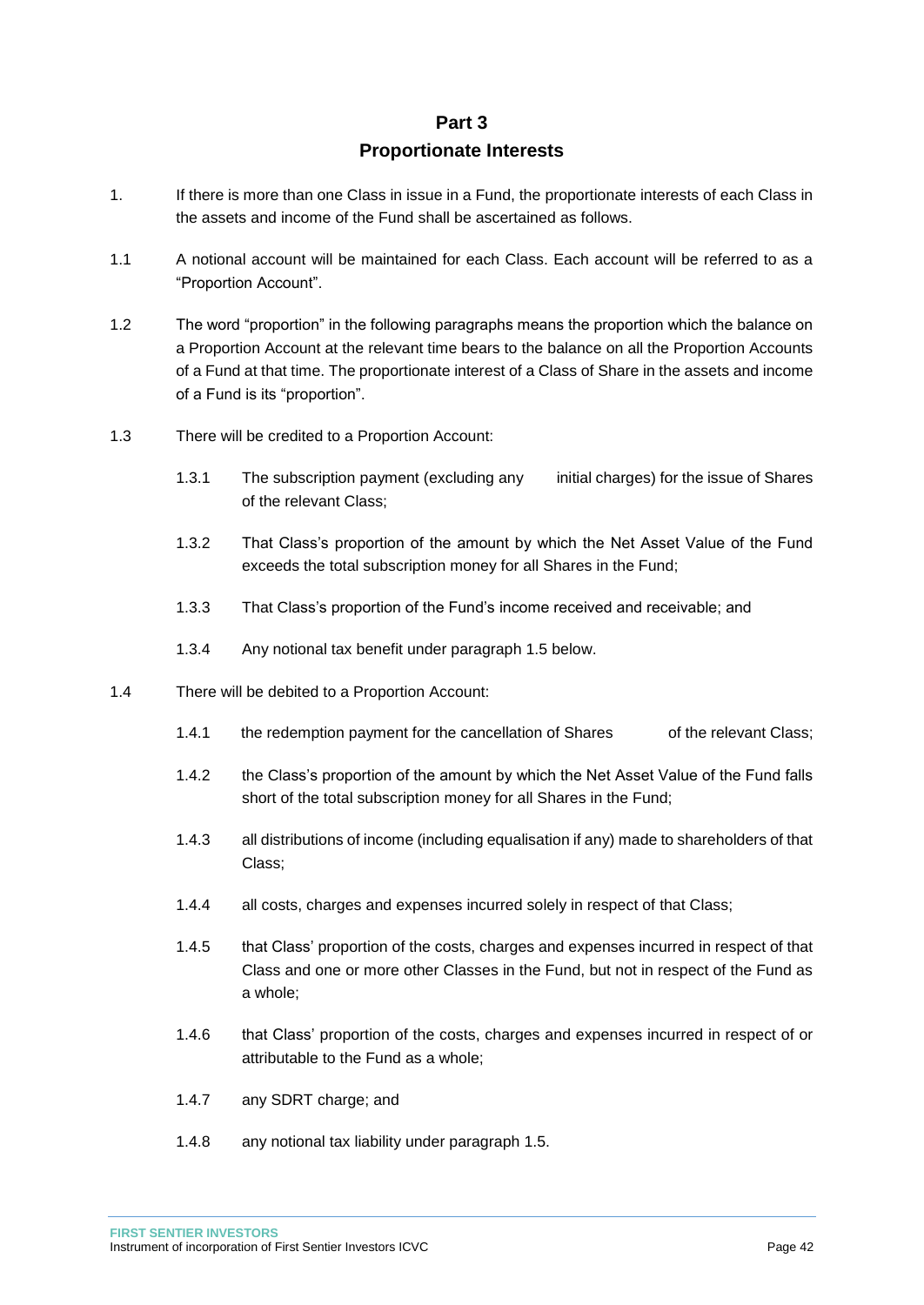# Part 3

## Proportionate Interests

1. If there is more than one Class in issue in a Fund, the proportionate interests of each Class in the assets and income of the Fund shall be ascertained as follows.

1.1 A notional account will be maintained for each Class. Each account will be referred to as a "Proportion Account".

1.2 The word "proportion" in the following paragraphs means the proportion which the balance on a Proportion Account at the relevant time bears to the balance on all the Proportion Accounts of a Fund at that time. The proportionate interest of a Class of Share in the assets and income of a Fund is its "proportion".

1.3 There will be credited to a Proportion Account:

1.3.1 The subscription payment (excluding any initial charges) for the issue of Shares of the relevant Class;

1.3.2 That Class's proportion of the amount by which the Net Asset Value of the Fund exceeds the total subscription money for all Shares in the Fund;

1.3.3 That Class's proportion of the Fund's income received and receivable; and

1.3.4 Any notional tax benefit under paragraph 1.5 below.

1.4 There will be debited to a Proportion Account:

1.4.1 the redemption payment for the cancellation of Shares of the relevant Class;

1.4.2 the Class's proportion of the amount by which the Net Asset Value of the Fund falls short of the total subscription money for all Shares in the Fund;

1.4.3 all distributions of income (including equalisation if any) made to shareholders of that Class;

1.4.4 all costs, charges and expenses incurred solely in respect of that Class;

1.4.5 that Class' proportion of the costs, charges and expenses incurred in respect of that Class and one or more other Classes in the Fund, but not in respect of the Fund as a whole;

1.4.6 that Class' proportion of the costs, charges and expenses incurred in respect of or attributable to the Fund as a whole;

1.4.7 any SDRT charge; and

1.4.8 any notional tax liability under paragraph 1.5.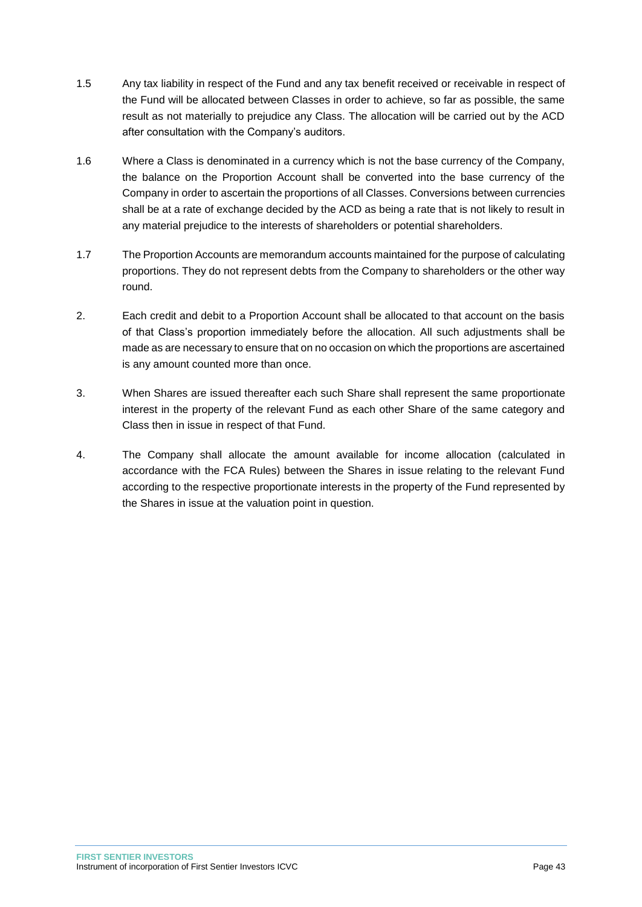1.5 Any tax liability in respect of the Fund and any tax benefit received or receivable in respect of the Fund will be allocated between Classes in order to achieve, so far as possible, the same result as not materially to prejudice any Class. The allocation will be carried out by the ACD after consultation with the Company's auditors.

1.6 Where a Class is denominated in a currency which is not the base currency of the Company, the balance on the Proportion Account shall be converted into the base currency of the Company in order to ascertain the proportions of all Classes. Conversions between currencies shall be at a rate of exchange decided by the ACD as being a rate that is not likely to result in any material prejudice to the interests of shareholders or potential shareholders.

1.7 The Proportion Accounts are memorandum accounts maintained for the purpose of calculating proportions. They do not represent debts from the Company to shareholders or the other way round.

2. Each credit and debit to a Proportion Account shall be allocated to that account on the basis of that Class's proportion immediately before the allocation. All such adjustments shall be made as are necessary to ensure that on no occasion on which the proportions are ascertained is any amount counted more than once.

3. When Shares are issued thereafter each such Share shall represent the same proportionate interest in the property of the relevant Fund as each other Share of the same category and Class then in issue in respect of that Fund.

4. The Company shall allocate the amount available for income allocation (calculated in accordance with the FCA Rules) between the Shares in issue relating to the relevant Fund according to the respective proportionate interests in the property of the Fund represented by the Shares in issue at the valuation point in question.